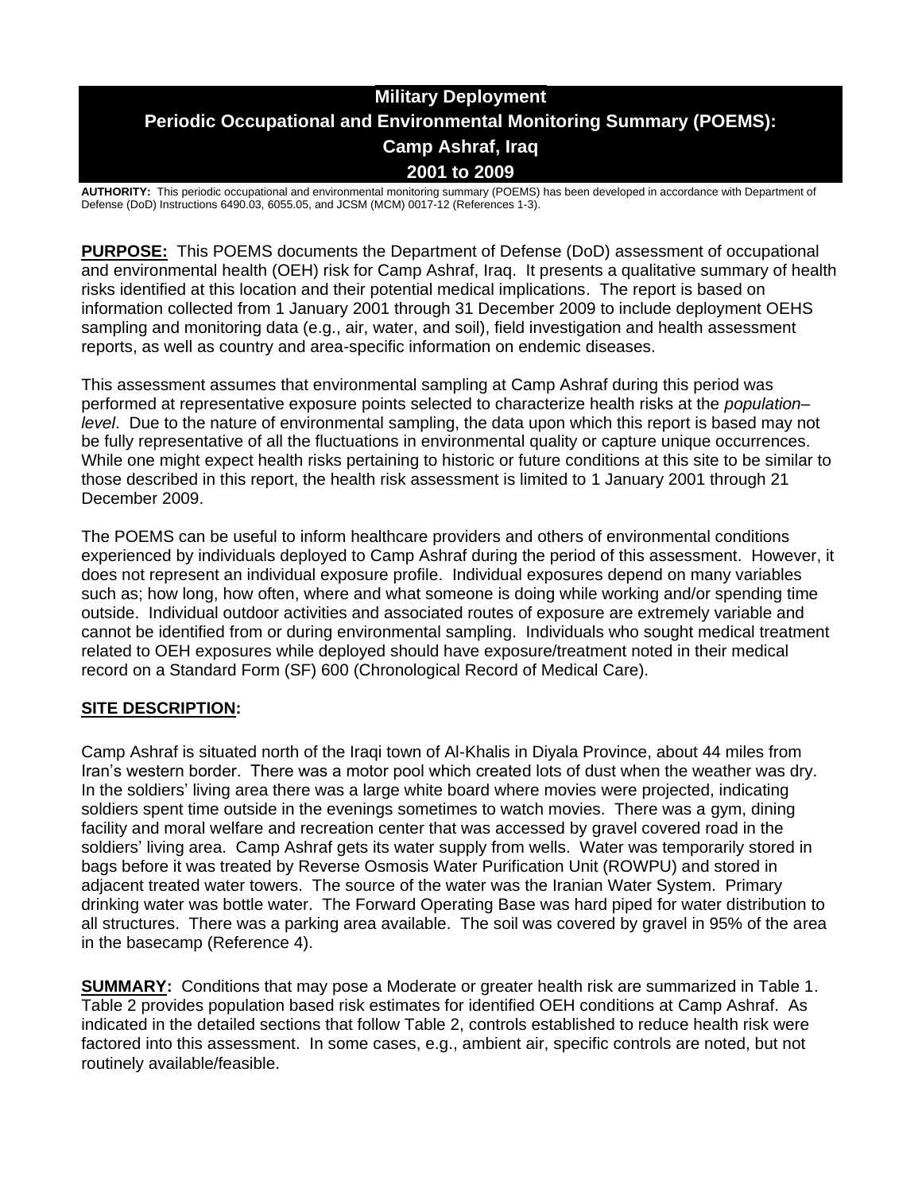# Military Deployment
# Periodic Occupational and Environmental Monitoring Summary (POEMS): Camp Ashraf, Iraq
# 2001 to 2009

**AUTHORITY:** This periodic occupational and environmental monitoring summary (POEMS) has been developed in accordance with Department of Defense (DoD) Instructions 6490.03, 6055.05, and JCSM (MCM) 0017-12 (References 1-3).

**PURPOSE:** This POEMS documents the Department of Defense (DoD) assessment of occupational and environmental health (OEH) risk for Camp Ashraf, Iraq. It presents a qualitative summary of health risks identified at this location and their potential medical implications. The report is based on information collected from 1 January 2001 through 31 December 2009 to include deployment OEHS sampling and monitoring data (e.g., air, water, and soil), field investigation and health assessment reports, as well as country and area-specific information on endemic diseases.

This assessment assumes that environmental sampling at Camp Ashraf during this period was performed at representative exposure points selected to characterize health risks at the *population–level*. Due to the nature of environmental sampling, the data upon which this report is based may not be fully representative of all the fluctuations in environmental quality or capture unique occurrences. While one might expect health risks pertaining to historic or future conditions at this site to be similar to those described in this report, the health risk assessment is limited to 1 January 2001 through 21 December 2009.

The POEMS can be useful to inform healthcare providers and others of environmental conditions experienced by individuals deployed to Camp Ashraf during the period of this assessment. However, it does not represent an individual exposure profile. Individual exposures depend on many variables such as; how long, how often, where and what someone is doing while working and/or spending time outside. Individual outdoor activities and associated routes of exposure are extremely variable and cannot be identified from or during environmental sampling. Individuals who sought medical treatment related to OEH exposures while deployed should have exposure/treatment noted in their medical record on a Standard Form (SF) 600 (Chronological Record of Medical Care).

**SITE DESCRIPTION:**

Camp Ashraf is situated north of the Iraqi town of Al-Khalis in Diyala Province, about 44 miles from Iran's western border. There was a motor pool which created lots of dust when the weather was dry. In the soldiers' living area there was a large white board where movies were projected, indicating soldiers spent time outside in the evenings sometimes to watch movies. There was a gym, dining facility and moral welfare and recreation center that was accessed by gravel covered road in the soldiers' living area. Camp Ashraf gets its water supply from wells. Water was temporarily stored in bags before it was treated by Reverse Osmosis Water Purification Unit (ROWPU) and stored in adjacent treated water towers. The source of the water was the Iranian Water System. Primary drinking water was bottle water. The Forward Operating Base was hard piped for water distribution to all structures. There was a parking area available. The soil was covered by gravel in 95% of the area in the basecamp (Reference 4).

**SUMMARY:** Conditions that may pose a Moderate or greater health risk are summarized in Table 1. Table 2 provides population based risk estimates for identified OEH conditions at Camp Ashraf. As indicated in the detailed sections that follow Table 2, controls established to reduce health risk were factored into this assessment. In some cases, e.g., ambient air, specific controls are noted, but not routinely available/feasible.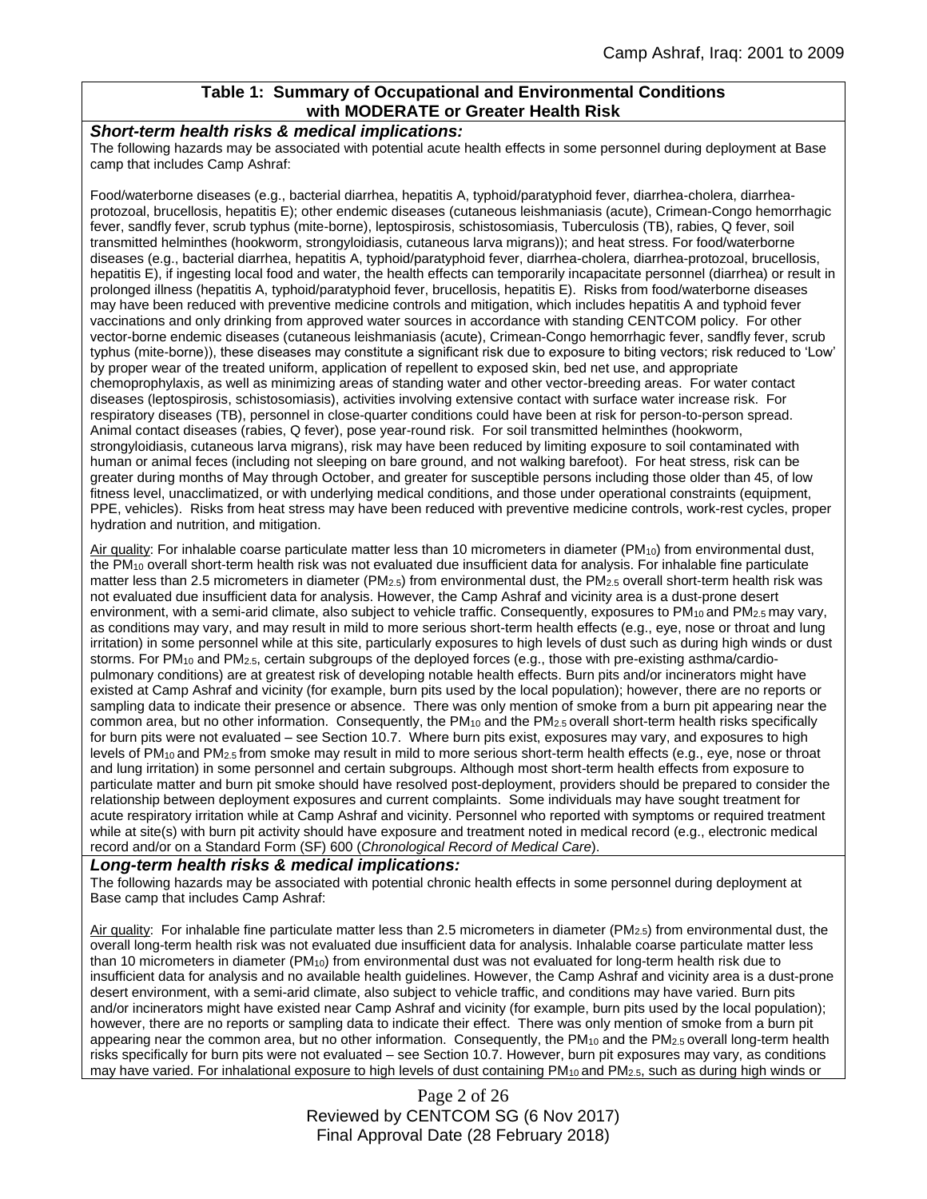### Table 1: Summary of Occupational and Environmental Conditions with MODERATE or Greater Health Risk

***Short-term health risks & medical implications:***

The following hazards may be associated with potential acute health effects in some personnel during deployment at Base camp that includes Camp Ashraf:

Food/waterborne diseases (e.g., bacterial diarrhea, hepatitis A, typhoid/paratyphoid fever, diarrhea-cholera, diarrhea-protozoal, brucellosis, hepatitis E); other endemic diseases (cutaneous leishmaniasis (acute), Crimean-Congo hemorrhagic fever, sandfly fever, scrub typhus (mite-borne), leptospirosis, schistosomiasis, Tuberculosis (TB), rabies, Q fever, soil transmitted helminthes (hookworm, strongyloidiasis, cutaneous larva migrans)); and heat stress. For food/waterborne diseases (e.g., bacterial diarrhea, hepatitis A, typhoid/paratyphoid fever, diarrhea-cholera, diarrhea-protozoal, brucellosis, hepatitis E), if ingesting local food and water, the health effects can temporarily incapacitate personnel (diarrhea) or result in prolonged illness (hepatitis A, typhoid/paratyphoid fever, brucellosis, hepatitis E). Risks from food/waterborne diseases may have been reduced with preventive medicine controls and mitigation, which includes hepatitis A and typhoid fever vaccinations and only drinking from approved water sources in accordance with standing CENTCOM policy. For other vector-borne endemic diseases (cutaneous leishmaniasis (acute), Crimean-Congo hemorrhagic fever, sandfly fever, scrub typhus (mite-borne)), these diseases may constitute a significant risk due to exposure to biting vectors; risk reduced to 'Low' by proper wear of the treated uniform, application of repellent to exposed skin, bed net use, and appropriate chemoprophylaxis, as well as minimizing areas of standing water and other vector-breeding areas. For water contact diseases (leptospirosis, schistosomiasis), activities involving extensive contact with surface water increase risk. For respiratory diseases (TB), personnel in close-quarter conditions could have been at risk for person-to-person spread. Animal contact diseases (rabies, Q fever), pose year-round risk. For soil transmitted helminthes (hookworm, strongyloidiasis, cutaneous larva migrans), risk may have been reduced by limiting exposure to soil contaminated with human or animal feces (including not sleeping on bare ground, and not walking barefoot). For heat stress, risk can be greater during months of May through October, and greater for susceptible persons including those older than 45, of low fitness level, unacclimatized, or with underlying medical conditions, and those under operational constraints (equipment, PPE, vehicles). Risks from heat stress may have been reduced with preventive medicine controls, work-rest cycles, proper hydration and nutrition, and mitigation.

Air quality: For inhalable coarse particulate matter less than 10 micrometers in diameter ($PM_{10}$) from environmental dust, the $PM_{10}$ overall short-term health risk was not evaluated due insufficient data for analysis. For inhalable fine particulate matter less than 2.5 micrometers in diameter ($PM_{2.5}$) from environmental dust, the $PM_{2.5}$ overall short-term health risk was not evaluated due insufficient data for analysis. However, the Camp Ashraf and vicinity area is a dust-prone desert environment, with a semi-arid climate, also subject to vehicle traffic. Consequently, exposures to $PM_{10}$ and $PM_{2.5}$ may vary, as conditions may vary, and may result in mild to more serious short-term health effects (e.g., eye, nose or throat and lung irritation) in some personnel while at this site, particularly exposures to high levels of dust such as during high winds or dust storms. For $PM_{10}$ and $PM_{2.5}$, certain subgroups of the deployed forces (e.g., those with pre-existing asthma/cardio-pulmonary conditions) are at greatest risk of developing notable health effects. Burn pits and/or incinerators might have existed at Camp Ashraf and vicinity (for example, burn pits used by the local population); however, there are no reports or sampling data to indicate their presence or absence. There was only mention of smoke from a burn pit appearing near the common area, but no other information. Consequently, the $PM_{10}$ and the $PM_{2.5}$ overall short-term health risks specifically for burn pits were not evaluated – see Section 10.7. Where burn pits exist, exposures may vary, and exposures to high levels of $PM_{10}$ and $PM_{2.5}$ from smoke may result in mild to more serious short-term health effects (e.g., eye, nose or throat and lung irritation) in some personnel and certain subgroups. Although most short-term health effects from exposure to particulate matter and burn pit smoke should have resolved post-deployment, providers should be prepared to consider the relationship between deployment exposures and current complaints. Some individuals may have sought treatment for acute respiratory irritation while at Camp Ashraf and vicinity. Personnel who reported with symptoms or required treatment while at site(s) with burn pit activity should have exposure and treatment noted in medical record (e.g., electronic medical record and/or on a Standard Form (SF) 600 (*Chronological Record of Medical Care*).

***Long-term health risks & medical implications:***

The following hazards may be associated with potential chronic health effects in some personnel during deployment at Base camp that includes Camp Ashraf:

Air quality: For inhalable fine particulate matter less than 2.5 micrometers in diameter ($PM_{2.5}$) from environmental dust, the overall long-term health risk was not evaluated due insufficient data for analysis. Inhalable coarse particulate matter less than 10 micrometers in diameter ($PM_{10}$) from environmental dust was not evaluated for long-term health risk due to insufficient data for analysis and no available health guidelines. However, the Camp Ashraf and vicinity area is a dust-prone desert environment, with a semi-arid climate, also subject to vehicle traffic, and conditions may have varied. Burn pits and/or incinerators might have existed near Camp Ashraf and vicinity (for example, burn pits used by the local population); however, there are no reports or sampling data to indicate their effect. There was only mention of smoke from a burn pit appearing near the common area, but no other information. Consequently, the $PM_{10}$ and the $PM_{2.5}$ overall long-term health risks specifically for burn pits were not evaluated – see Section 10.7. However, burn pit exposures may vary, as conditions may have varied. For inhalational exposure to high levels of dust containing $PM_{10}$ and $PM_{2.5}$, such as during high winds or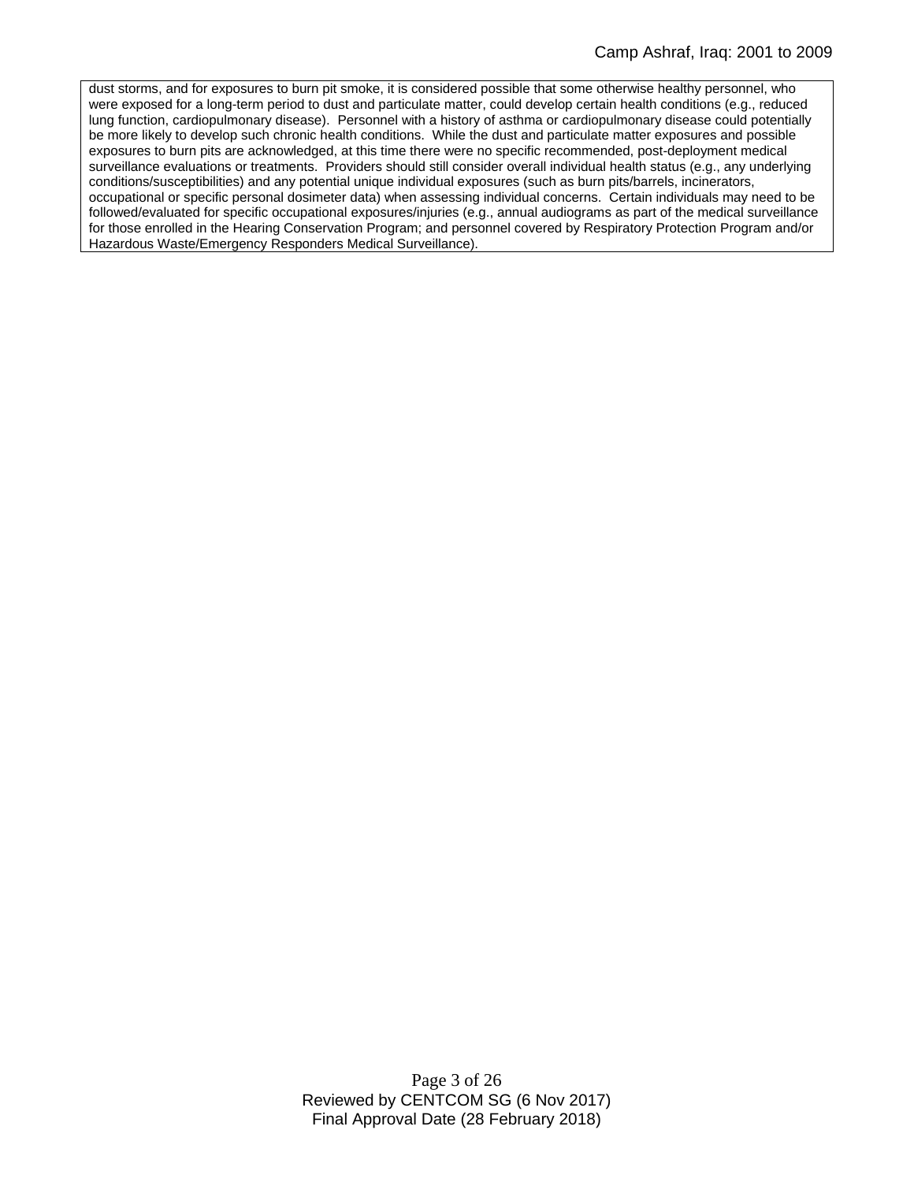dust storms, and for exposures to burn pit smoke, it is considered possible that some otherwise healthy personnel, who were exposed for a long-term period to dust and particulate matter, could develop certain health conditions (e.g., reduced lung function, cardiopulmonary disease). Personnel with a history of asthma or cardiopulmonary disease could potentially be more likely to develop such chronic health conditions. While the dust and particulate matter exposures and possible exposures to burn pits are acknowledged, at this time there were no specific recommended, post-deployment medical surveillance evaluations or treatments. Providers should still consider overall individual health status (e.g., any underlying conditions/susceptibilities) and any potential unique individual exposures (such as burn pits/barrels, incinerators, occupational or specific personal dosimeter data) when assessing individual concerns. Certain individuals may need to be followed/evaluated for specific occupational exposures/injuries (e.g., annual audiograms as part of the medical surveillance for those enrolled in the Hearing Conservation Program; and personnel covered by Respiratory Protection Program and/or Hazardous Waste/Emergency Responders Medical Surveillance).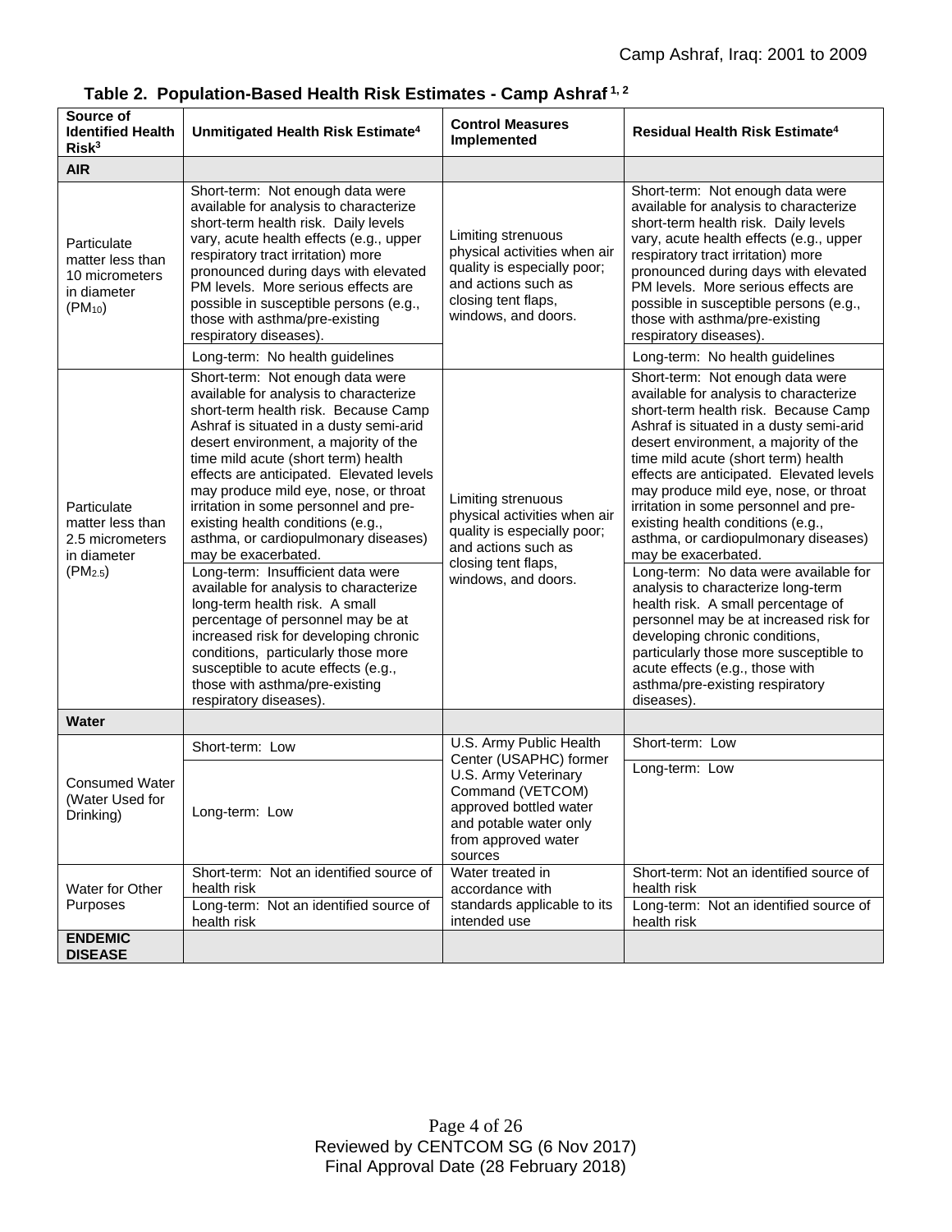**Table 2. Population-Based Health Risk Estimates - Camp Ashraf [1, 2]**

| Source of Identified Health Risk[3] | Unmitigated Health Risk Estimate[4] | Control Measures Implemented | Residual Health Risk Estimate[4] |
|---|---|---|---|
| **AIR** | | | |
| Particulate matter less than 10 micrometers in diameter ($PM_{10}$) | Short-term: Not enough data were available for analysis to characterize short-term health risk. Daily levels vary, acute health effects (e.g., upper respiratory tract irritation) more pronounced during days with elevated PM levels. More serious effects are possible in susceptible persons (e.g., those with asthma/pre-existing respiratory diseases). | Limiting strenuous physical activities when air quality is especially poor; and actions such as closing tent flaps, windows, and doors. | Short-term: Not enough data were available for analysis to characterize short-term health risk. Daily levels vary, acute health effects (e.g., upper respiratory tract irritation) more pronounced during days with elevated PM levels. More serious effects are possible in susceptible persons (e.g., those with asthma/pre-existing respiratory diseases). |
| | Long-term: No health guidelines | | Long-term: No health guidelines |
| Particulate matter less than 2.5 micrometers in diameter ($PM_{2.5}$) | Short-term: Not enough data were available for analysis to characterize short-term health risk. Because Camp Ashraf is situated in a dusty semi-arid desert environment, a majority of the time mild acute (short term) health effects are anticipated. Elevated levels may produce mild eye, nose, or throat irritation in some personnel and pre-existing health conditions (e.g., asthma, or cardiopulmonary diseases) may be exacerbated. | Limiting strenuous physical activities when air quality is especially poor; and actions such as closing tent flaps, windows, and doors. | Short-term: Not enough data were available for analysis to characterize short-term health risk. Because Camp Ashraf is situated in a dusty semi-arid desert environment, a majority of the time mild acute (short term) health effects are anticipated. Elevated levels may produce mild eye, nose, or throat irritation in some personnel and pre-existing health conditions (e.g., asthma, or cardiopulmonary diseases) may be exacerbated. |
| | Long-term: Insufficient data were available for analysis to characterize long-term health risk. A small percentage of personnel may be at increased risk for developing chronic conditions, particularly those more susceptible to acute effects (e.g., those with asthma/pre-existing respiratory diseases). | | Long-term: No data were available for analysis to characterize long-term health risk. A small percentage of personnel may be at increased risk for developing chronic conditions, particularly those more susceptible to acute effects (e.g., those with asthma/pre-existing respiratory diseases). |
| **Water** | | | |
| Consumed Water (Water Used for Drinking) | Short-term: Low | U.S. Army Public Health Center (USAPHC) former U.S. Army Veterinary Command (VETCOM) approved bottled water and potable water only from approved water sources | Short-term: Low |
| | Long-term: Low | | Long-term: Low |
| Water for Other Purposes | Short-term: Not an identified source of health risk | Water treated in accordance with standards applicable to its intended use | Short-term: Not an identified source of health risk |
| | Long-term: Not an identified source of health risk | | Long-term: Not an identified source of health risk |
| **ENDEMIC DISEASE** | | | |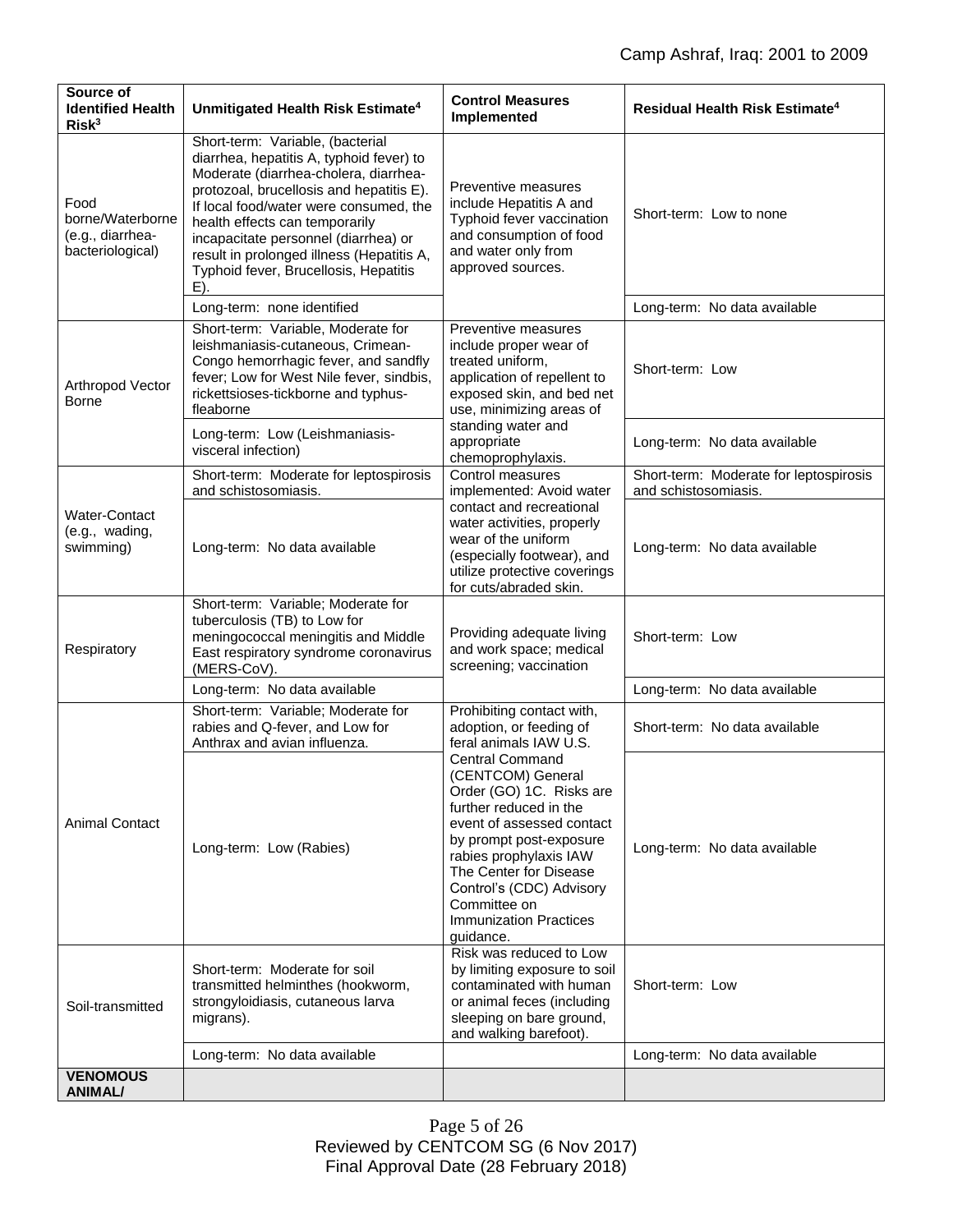| Source of Identified Health Risk[3] | Unmitigated Health Risk Estimate[4] | Control Measures Implemented | Residual Health Risk Estimate[4] |
|---|---|---|---|
| Food borne/Waterborne (e.g., diarrhea-bacteriological) | Short-term: Variable, (bacterial diarrhea, hepatitis A, typhoid fever) to Moderate (diarrhea-cholera, diarrhea-protozoal, brucellosis and hepatitis E). If local food/water were consumed, the health effects can temporarily incapacitate personnel (diarrhea) or result in prolonged illness (Hepatitis A, Typhoid fever, Brucellosis, Hepatitis E). | Preventive measures include Hepatitis A and Typhoid fever vaccination and consumption of food and water only from approved sources. | Short-term: Low to none |
| | Long-term: none identified | | Long-term: No data available |
| Arthropod Vector Borne | Short-term: Variable, Moderate for leishmaniasis-cutaneous, Crimean-Congo hemorrhagic fever, and sandfly fever; Low for West Nile fever, sindbis, rickettsioses-tickborne and typhus-fleaborne | Preventive measures include proper wear of treated uniform, application of repellent to exposed skin, and bed net use, minimizing areas of standing water and appropriate chemoprophylaxis. | Short-term: Low |
| | Long-term: Low (Leishmaniasis-visceral infection) | | Long-term: No data available |
| Water-Contact (e.g., wading, swimming) | Short-term: Moderate for leptospirosis and schistosomiasis. | Control measures implemented: Avoid water contact and recreational water activities, properly wear of the uniform (especially footwear), and utilize protective coverings for cuts/abraded skin. | Short-term: Moderate for leptospirosis and schistosomiasis. |
| | Long-term: No data available | | Long-term: No data available |
| Respiratory | Short-term: Variable; Moderate for tuberculosis (TB) to Low for meningococcal meningitis and Middle East respiratory syndrome coronavirus (MERS-CoV). | Providing adequate living and work space; medical screening; vaccination | Short-term: Low |
| | Long-term: No data available | | Long-term: No data available |
| Animal Contact | Short-term: Variable; Moderate for rabies and Q-fever, and Low for Anthrax and avian influenza. | Prohibiting contact with, adoption, or feeding of feral animals IAW U.S. Central Command (CENTCOM) General Order (GO) 1C. Risks are further reduced in the event of assessed contact by prompt post-exposure rabies prophylaxis IAW The Center for Disease Control's (CDC) Advisory Committee on Immunization Practices guidance. | Short-term: No data available |
| | Long-term: Low (Rabies) | | Long-term: No data available |
| Soil-transmitted | Short-term: Moderate for soil transmitted helminthes (hookworm, strongyloidiasis, cutaneous larva migrans). | Risk was reduced to Low by limiting exposure to soil contaminated with human or animal feces (including sleeping on bare ground, and walking barefoot). | Short-term: Low |
| | Long-term: No data available | | Long-term: No data available |
| **VENOMOUS ANIMAL/** | | | |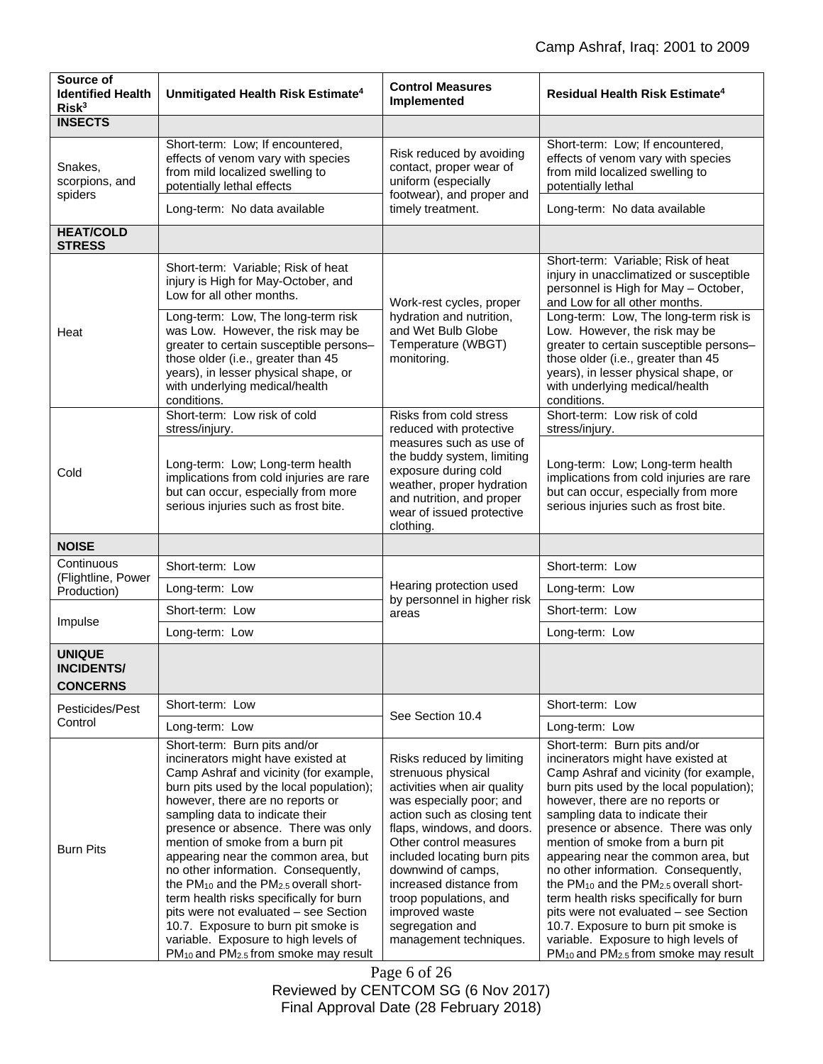| Source of Identified Health Risk[3] | Unmitigated Health Risk Estimate[4] | Control Measures Implemented | Residual Health Risk Estimate[4] |
|---|---|---|---|
| **INSECTS** | | | |
| Snakes, scorpions, and spiders | Short-term: Low; If encountered, effects of venom vary with species from mild localized swelling to potentially lethal effects | Risk reduced by avoiding contact, proper wear of uniform (especially footwear), and proper and timely treatment. | Short-term: Low; If encountered, effects of venom vary with species from mild localized swelling to potentially lethal |
| | Long-term: No data available | | Long-term: No data available |
| **HEAT/COLD STRESS** | | | |
| Heat | Short-term: Variable; Risk of heat injury is High for May-October, and Low for all other months. | Work-rest cycles, proper hydration and nutrition, and Wet Bulb Globe Temperature (WBGT) monitoring. | Short-term: Variable; Risk of heat injury in unacclimatized or susceptible personnel is High for May – October, and Low for all other months. |
| | Long-term: Low, The long-term risk was Low. However, the risk may be greater to certain susceptible persons– those older (i.e., greater than 45 years), in lesser physical shape, or with underlying medical/health conditions. | | Long-term: Low, The long-term risk is Low. However, the risk may be greater to certain susceptible persons– those older (i.e., greater than 45 years), in lesser physical shape, or with underlying medical/health conditions. |
| Cold | Short-term: Low risk of cold stress/injury. | Risks from cold stress reduced with protective measures such as use of the buddy system, limiting exposure during cold weather, proper hydration and nutrition, and proper wear of issued protective clothing. | Short-term: Low risk of cold stress/injury. |
| | Long-term: Low; Long-term health implications from cold injuries are rare but can occur, especially from more serious injuries such as frost bite. | | Long-term: Low; Long-term health implications from cold injuries are rare but can occur, especially from more serious injuries such as frost bite. |
| **NOISE** | | | |
| Continuous (Flightline, Power Production) | Short-term: Low | Hearing protection used by personnel in higher risk areas | Short-term: Low |
| | Long-term: Low | | Long-term: Low |
| Impulse | Short-term: Low | | Short-term: Low |
| | Long-term: Low | | Long-term: Low |
| **UNIQUE INCIDENTS/ CONCERNS** | | | |
| Pesticides/Pest Control | Short-term: Low | See Section 10.4 | Short-term: Low |
| | Long-term: Low | | Long-term: Low |
| Burn Pits | Short-term: Burn pits and/or incinerators might have existed at Camp Ashraf and vicinity (for example, burn pits used by the local population); however, there are no reports or sampling data to indicate their presence or absence. There was only mention of smoke from a burn pit appearing near the common area, but no other information. Consequently, the $PM_{10}$ and the $PM_{2.5}$ overall short-term health risks specifically for burn pits were not evaluated – see Section 10.7. Exposure to burn pit smoke is variable. Exposure to high levels of $PM_{10}$ and $PM_{2.5}$ from smoke may result | Risks reduced by limiting strenuous physical activities when air quality was especially poor; and action such as closing tent flaps, windows, and doors. Other control measures included locating burn pits downwind of camps, increased distance from troop populations, and improved waste segregation and management techniques. | Short-term: Burn pits and/or incinerators might have existed at Camp Ashraf and vicinity (for example, burn pits used by the local population); however, there are no reports or sampling data to indicate their presence or absence. There was only mention of smoke from a burn pit appearing near the common area, but no other information. Consequently, the $PM_{10}$ and the $PM_{2.5}$ overall short-term health risks specifically for burn pits were not evaluated – see Section 10.7. Exposure to burn pit smoke is variable. Exposure to high levels of $PM_{10}$ and $PM_{2.5}$ from smoke may result |

Reviewed by CENTCOM SG (6 Nov 2017)
Final Approval Date (28 February 2018)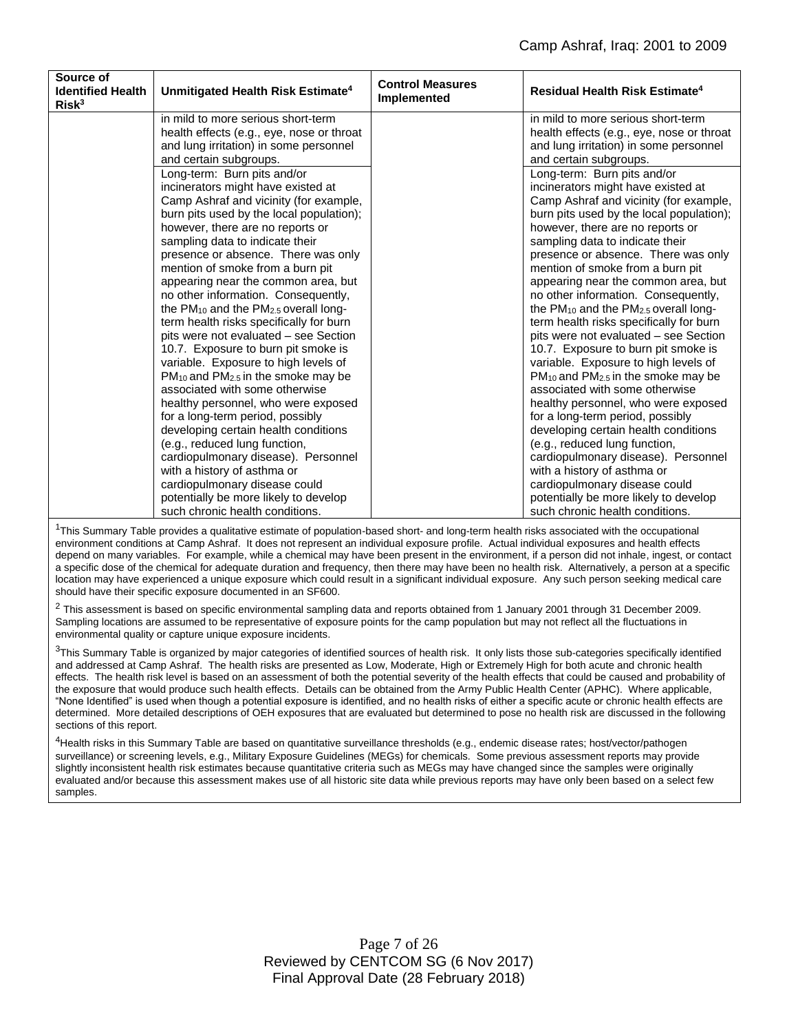| Source of Identified Health Risk[3] | Unmitigated Health Risk Estimate[4] | Control Measures Implemented | Residual Health Risk Estimate[4] |
|---|---|---|---|
| | in mild to more serious short-term health effects (e.g., eye, nose or throat and lung irritation) in some personnel and certain subgroups. | | in mild to more serious short-term health effects (e.g., eye, nose or throat and lung irritation) in some personnel and certain subgroups. |
| | Long-term: Burn pits and/or incinerators might have existed at Camp Ashraf and vicinity (for example, burn pits used by the local population); however, there are no reports or sampling data to indicate their presence or absence. There was only mention of smoke from a burn pit appearing near the common area, but no other information. Consequently, the $PM_{10}$ and the $PM_{2.5}$ overall long-term health risks specifically for burn pits were not evaluated – see Section 10.7. Exposure to burn pit smoke is variable. Exposure to high levels of $PM_{10}$ and $PM_{2.5}$ in the smoke may be associated with some otherwise healthy personnel, who were exposed for a long-term period, possibly developing certain health conditions (e.g., reduced lung function, cardiopulmonary disease). Personnel with a history of asthma or cardiopulmonary disease could potentially be more likely to develop such chronic health conditions. | | Long-term: Burn pits and/or incinerators might have existed at Camp Ashraf and vicinity (for example, burn pits used by the local population); however, there are no reports or sampling data to indicate their presence or absence. There was only mention of smoke from a burn pit appearing near the common area, but no other information. Consequently, the $PM_{10}$ and the $PM_{2.5}$ overall long-term health risks specifically for burn pits were not evaluated – see Section 10.7. Exposure to burn pit smoke is variable. Exposure to high levels of $PM_{10}$ and $PM_{2.5}$ in the smoke may be associated with some otherwise healthy personnel, who were exposed for a long-term period, possibly developing certain health conditions (e.g., reduced lung function, cardiopulmonary disease). Personnel with a history of asthma or cardiopulmonary disease could potentially be more likely to develop such chronic health conditions. |

[1]This Summary Table provides a qualitative estimate of population-based short- and long-term health risks associated with the occupational environment conditions at Camp Ashraf. It does not represent an individual exposure profile. Actual individual exposures and health effects depend on many variables. For example, while a chemical may have been present in the environment, if a person did not inhale, ingest, or contact a specific dose of the chemical for adequate duration and frequency, then there may have been no health risk. Alternatively, a person at a specific location may have experienced a unique exposure which could result in a significant individual exposure. Any such person seeking medical care should have their specific exposure documented in an SF600.

[2] This assessment is based on specific environmental sampling data and reports obtained from 1 January 2001 through 31 December 2009. Sampling locations are assumed to be representative of exposure points for the camp population but may not reflect all the fluctuations in environmental quality or capture unique exposure incidents.

[3]This Summary Table is organized by major categories of identified sources of health risk. It only lists those sub-categories specifically identified and addressed at Camp Ashraf. The health risks are presented as Low, Moderate, High or Extremely High for both acute and chronic health effects. The health risk level is based on an assessment of both the potential severity of the health effects that could be caused and probability of the exposure that would produce such health effects. Details can be obtained from the Army Public Health Center (APHC). Where applicable, "None Identified" is used when though a potential exposure is identified, and no health risks of either a specific acute or chronic health effects are determined. More detailed descriptions of OEH exposures that are evaluated but determined to pose no health risk are discussed in the following sections of this report.

[4]Health risks in this Summary Table are based on quantitative surveillance thresholds (e.g., endemic disease rates; host/vector/pathogen surveillance) or screening levels, e.g., Military Exposure Guidelines (MEGs) for chemicals. Some previous assessment reports may provide slightly inconsistent health risk estimates because quantitative criteria such as MEGs may have changed since the samples were originally evaluated and/or because this assessment makes use of all historic site data while previous reports may have only been based on a select few samples.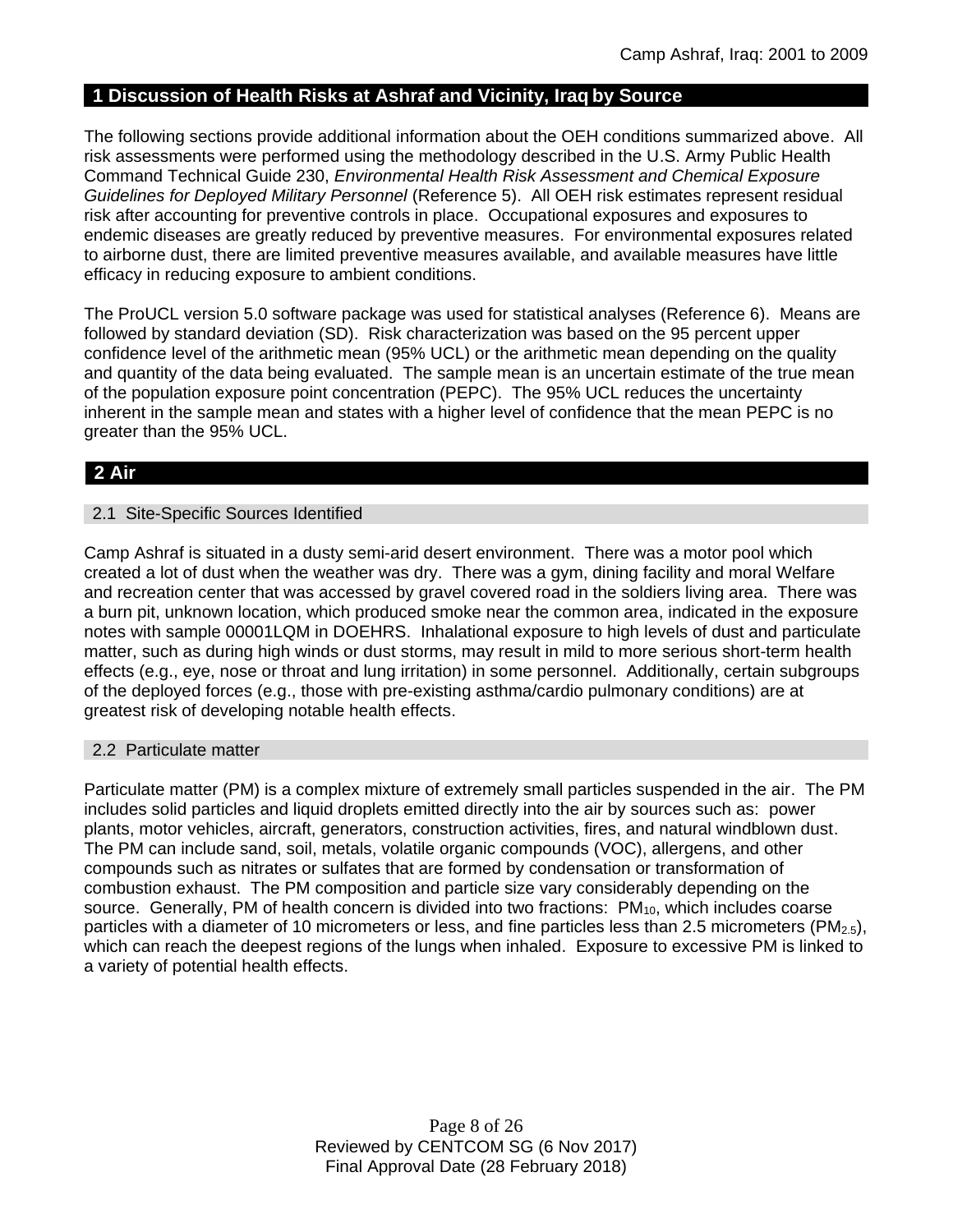## 1 Discussion of Health Risks at Ashraf and Vicinity, Iraq by Source

The following sections provide additional information about the OEH conditions summarized above. All risk assessments were performed using the methodology described in the U.S. Army Public Health Command Technical Guide 230, *Environmental Health Risk Assessment and Chemical Exposure Guidelines for Deployed Military Personnel* (Reference 5). All OEH risk estimates represent residual risk after accounting for preventive controls in place. Occupational exposures and exposures to endemic diseases are greatly reduced by preventive measures. For environmental exposures related to airborne dust, there are limited preventive measures available, and available measures have little efficacy in reducing exposure to ambient conditions.

The ProUCL version 5.0 software package was used for statistical analyses (Reference 6). Means are followed by standard deviation (SD). Risk characterization was based on the 95 percent upper confidence level of the arithmetic mean (95% UCL) or the arithmetic mean depending on the quality and quantity of the data being evaluated. The sample mean is an uncertain estimate of the true mean of the population exposure point concentration (PEPC). The 95% UCL reduces the uncertainty inherent in the sample mean and states with a higher level of confidence that the mean PEPC is no greater than the 95% UCL.

## 2 Air

### 2.1 Site-Specific Sources Identified

Camp Ashraf is situated in a dusty semi-arid desert environment. There was a motor pool which created a lot of dust when the weather was dry. There was a gym, dining facility and moral Welfare and recreation center that was accessed by gravel covered road in the soldiers living area. There was a burn pit, unknown location, which produced smoke near the common area, indicated in the exposure notes with sample 00001LQM in DOEHRS. Inhalational exposure to high levels of dust and particulate matter, such as during high winds or dust storms, may result in mild to more serious short-term health effects (e.g., eye, nose or throat and lung irritation) in some personnel. Additionally, certain subgroups of the deployed forces (e.g., those with pre-existing asthma/cardio pulmonary conditions) are at greatest risk of developing notable health effects.

### 2.2 Particulate matter

Particulate matter (PM) is a complex mixture of extremely small particles suspended in the air. The PM includes solid particles and liquid droplets emitted directly into the air by sources such as: power plants, motor vehicles, aircraft, generators, construction activities, fires, and natural windblown dust. The PM can include sand, soil, metals, volatile organic compounds (VOC), allergens, and other compounds such as nitrates or sulfates that are formed by condensation or transformation of combustion exhaust. The PM composition and particle size vary considerably depending on the source. Generally, PM of health concern is divided into two fractions: $PM_{10}$, which includes coarse particles with a diameter of 10 micrometers or less, and fine particles less than 2.5 micrometers ($PM_{2.5}$), which can reach the deepest regions of the lungs when inhaled. Exposure to excessive PM is linked to a variety of potential health effects.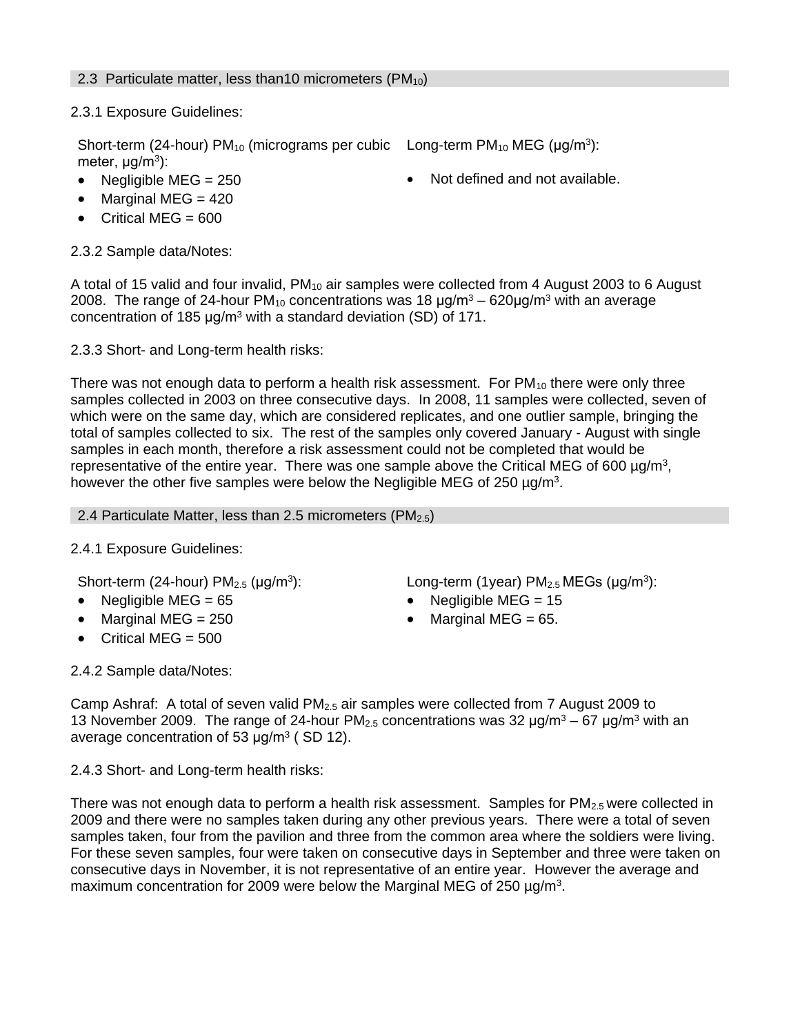## 2.3 Particulate matter, less than10 micrometers ($PM_{10}$)

2.3.1 Exposure Guidelines:

Short-term (24-hour) $PM_{10}$ (micrograms per cubic meter, $\mu g/m^3$):

- Negligible MEG = 250
- Marginal MEG = 420
- Critical MEG = 600

Long-term $PM_{10}$ MEG ($\mu g/m^3$):

- Not defined and not available.

2.3.2 Sample data/Notes:

A total of 15 valid and four invalid, $PM_{10}$ air samples were collected from 4 August 2003 to 6 August 2008. The range of 24-hour $PM_{10}$ concentrations was 18 $\mu g/m^3$ – 620$\mu g/m^3$ with an average concentration of 185 $\mu g/m^3$ with a standard deviation (SD) of 171.

2.3.3 Short- and Long-term health risks:

There was not enough data to perform a health risk assessment. For $PM_{10}$ there were only three samples collected in 2003 on three consecutive days. In 2008, 11 samples were collected, seven of which were on the same day, which are considered replicates, and one outlier sample, bringing the total of samples collected to six. The rest of the samples only covered January - August with single samples in each month, therefore a risk assessment could not be completed that would be representative of the entire year. There was one sample above the Critical MEG of 600 $\mu g/m^3$, however the other five samples were below the Negligible MEG of 250 $\mu g/m^3$.

## 2.4 Particulate Matter, less than 2.5 micrometers ($PM_{2.5}$)

2.4.1 Exposure Guidelines:

Short-term (24-hour) $PM_{2.5}$ ($\mu g/m^3$):

- Negligible MEG = 65
- Marginal MEG = 250
- Critical MEG = 500

Long-term (1year) $PM_{2.5}$ MEGs ($\mu g/m^3$):

- Negligible MEG = 15
- Marginal MEG = 65.

2.4.2 Sample data/Notes:

Camp Ashraf: A total of seven valid $PM_{2.5}$ air samples were collected from 7 August 2009 to 13 November 2009. The range of 24-hour $PM_{2.5}$ concentrations was 32 $\mu g/m^3$ – 67 $\mu g/m^3$ with an average concentration of 53 $\mu g/m^3$ ( SD 12).

2.4.3 Short- and Long-term health risks:

There was not enough data to perform a health risk assessment. Samples for $PM_{2.5}$ were collected in 2009 and there were no samples taken during any other previous years. There were a total of seven samples taken, four from the pavilion and three from the common area where the soldiers were living. For these seven samples, four were taken on consecutive days in September and three were taken on consecutive days in November, it is not representative of an entire year. However the average and maximum concentration for 2009 were below the Marginal MEG of 250 $\mu g/m^3$.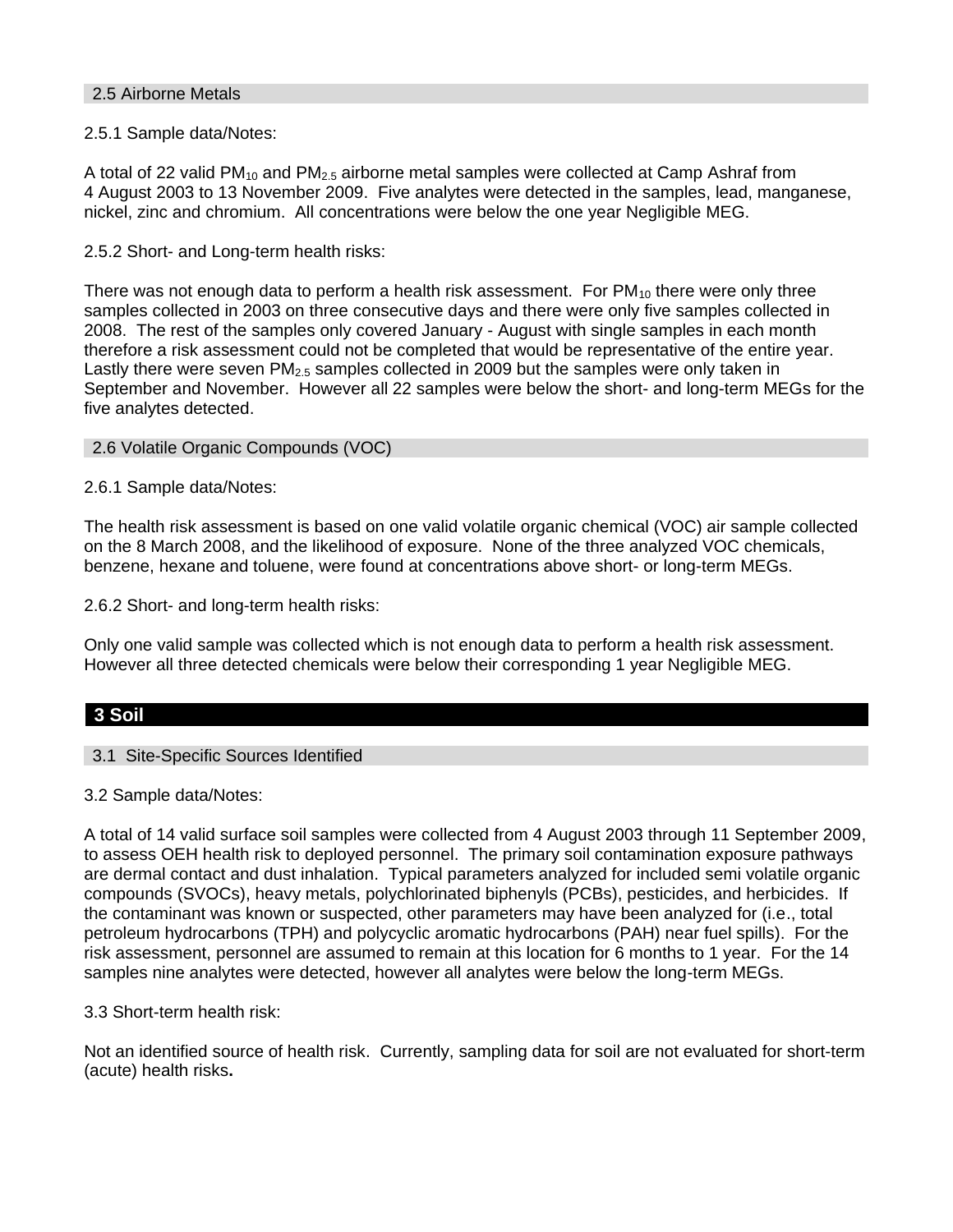### 2.5 Airborne Metals

2.5.1 Sample data/Notes:

A total of 22 valid $PM_{10}$ and $PM_{2.5}$ airborne metal samples were collected at Camp Ashraf from 4 August 2003 to 13 November 2009. Five analytes were detected in the samples, lead, manganese, nickel, zinc and chromium. All concentrations were below the one year Negligible MEG.

2.5.2 Short- and Long-term health risks:

There was not enough data to perform a health risk assessment. For $PM_{10}$ there were only three samples collected in 2003 on three consecutive days and there were only five samples collected in 2008. The rest of the samples only covered January - August with single samples in each month therefore a risk assessment could not be completed that would be representative of the entire year. Lastly there were seven $PM_{2.5}$ samples collected in 2009 but the samples were only taken in September and November. However all 22 samples were below the short- and long-term MEGs for the five analytes detected.

### 2.6 Volatile Organic Compounds (VOC)

2.6.1 Sample data/Notes:

The health risk assessment is based on one valid volatile organic chemical (VOC) air sample collected on the 8 March 2008, and the likelihood of exposure. None of the three analyzed VOC chemicals, benzene, hexane and toluene, were found at concentrations above short- or long-term MEGs.

2.6.2 Short- and long-term health risks:

Only one valid sample was collected which is not enough data to perform a health risk assessment. However all three detected chemicals were below their corresponding 1 year Negligible MEG.

## 3 Soil

### 3.1 Site-Specific Sources Identified

3.2 Sample data/Notes:

A total of 14 valid surface soil samples were collected from 4 August 2003 through 11 September 2009, to assess OEH health risk to deployed personnel. The primary soil contamination exposure pathways are dermal contact and dust inhalation. Typical parameters analyzed for included semi volatile organic compounds (SVOCs), heavy metals, polychlorinated biphenyls (PCBs), pesticides, and herbicides. If the contaminant was known or suspected, other parameters may have been analyzed for (i.e., total petroleum hydrocarbons (TPH) and polycyclic aromatic hydrocarbons (PAH) near fuel spills). For the risk assessment, personnel are assumed to remain at this location for 6 months to 1 year. For the 14 samples nine analytes were detected, however all analytes were below the long-term MEGs.

3.3 Short-term health risk:

Not an identified source of health risk. Currently, sampling data for soil are not evaluated for short-term (acute) health risks**.**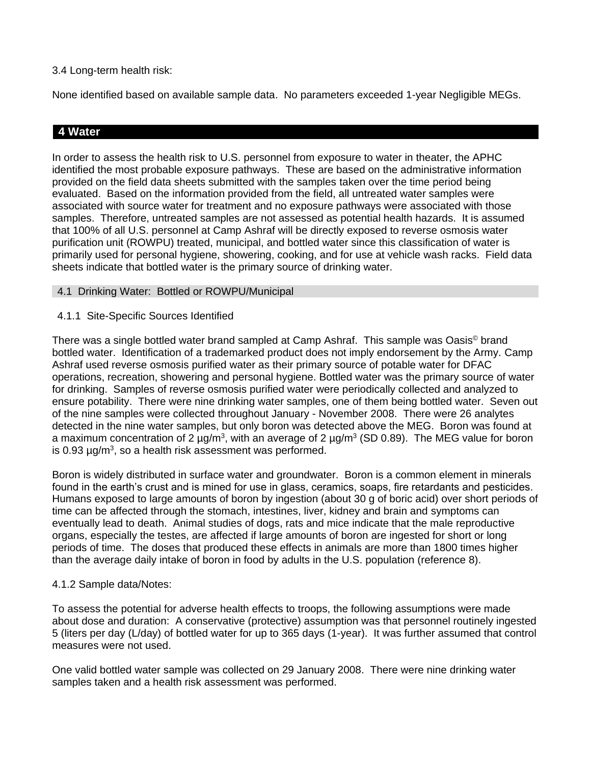3.4 Long-term health risk:

None identified based on available sample data. No parameters exceeded 1-year Negligible MEGs.

## 4 Water

In order to assess the health risk to U.S. personnel from exposure to water in theater, the APHC identified the most probable exposure pathways. These are based on the administrative information provided on the field data sheets submitted with the samples taken over the time period being evaluated. Based on the information provided from the field, all untreated water samples were associated with source water for treatment and no exposure pathways were associated with those samples. Therefore, untreated samples are not assessed as potential health hazards. It is assumed that 100% of all U.S. personnel at Camp Ashraf will be directly exposed to reverse osmosis water purification unit (ROWPU) treated, municipal, and bottled water since this classification of water is primarily used for personal hygiene, showering, cooking, and for use at vehicle wash racks. Field data sheets indicate that bottled water is the primary source of drinking water.

### 4.1 Drinking Water: Bottled or ROWPU/Municipal

#### 4.1.1 Site-Specific Sources Identified

There was a single bottled water brand sampled at Camp Ashraf. This sample was Oasis© brand bottled water. Identification of a trademarked product does not imply endorsement by the Army. Camp Ashraf used reverse osmosis purified water as their primary source of potable water for DFAC operations, recreation, showering and personal hygiene. Bottled water was the primary source of water for drinking. Samples of reverse osmosis purified water were periodically collected and analyzed to ensure potability. There were nine drinking water samples, one of them being bottled water. Seven out of the nine samples were collected throughout January - November 2008. There were 26 analytes detected in the nine water samples, but only boron was detected above the MEG. Boron was found at a maximum concentration of 2 µg/m$^3$, with an average of 2 µg/m$^3$ (SD 0.89). The MEG value for boron is 0.93 µg/m$^3$, so a health risk assessment was performed.

Boron is widely distributed in surface water and groundwater. Boron is a common element in minerals found in the earth's crust and is mined for use in glass, ceramics, soaps, fire retardants and pesticides. Humans exposed to large amounts of boron by ingestion (about 30 g of boric acid) over short periods of time can be affected through the stomach, intestines, liver, kidney and brain and symptoms can eventually lead to death. Animal studies of dogs, rats and mice indicate that the male reproductive organs, especially the testes, are affected if large amounts of boron are ingested for short or long periods of time. The doses that produced these effects in animals are more than 1800 times higher than the average daily intake of boron in food by adults in the U.S. population (reference 8).

4.1.2 Sample data/Notes:

To assess the potential for adverse health effects to troops, the following assumptions were made about dose and duration: A conservative (protective) assumption was that personnel routinely ingested 5 (liters per day (L/day) of bottled water for up to 365 days (1-year). It was further assumed that control measures were not used.

One valid bottled water sample was collected on 29 January 2008. There were nine drinking water samples taken and a health risk assessment was performed.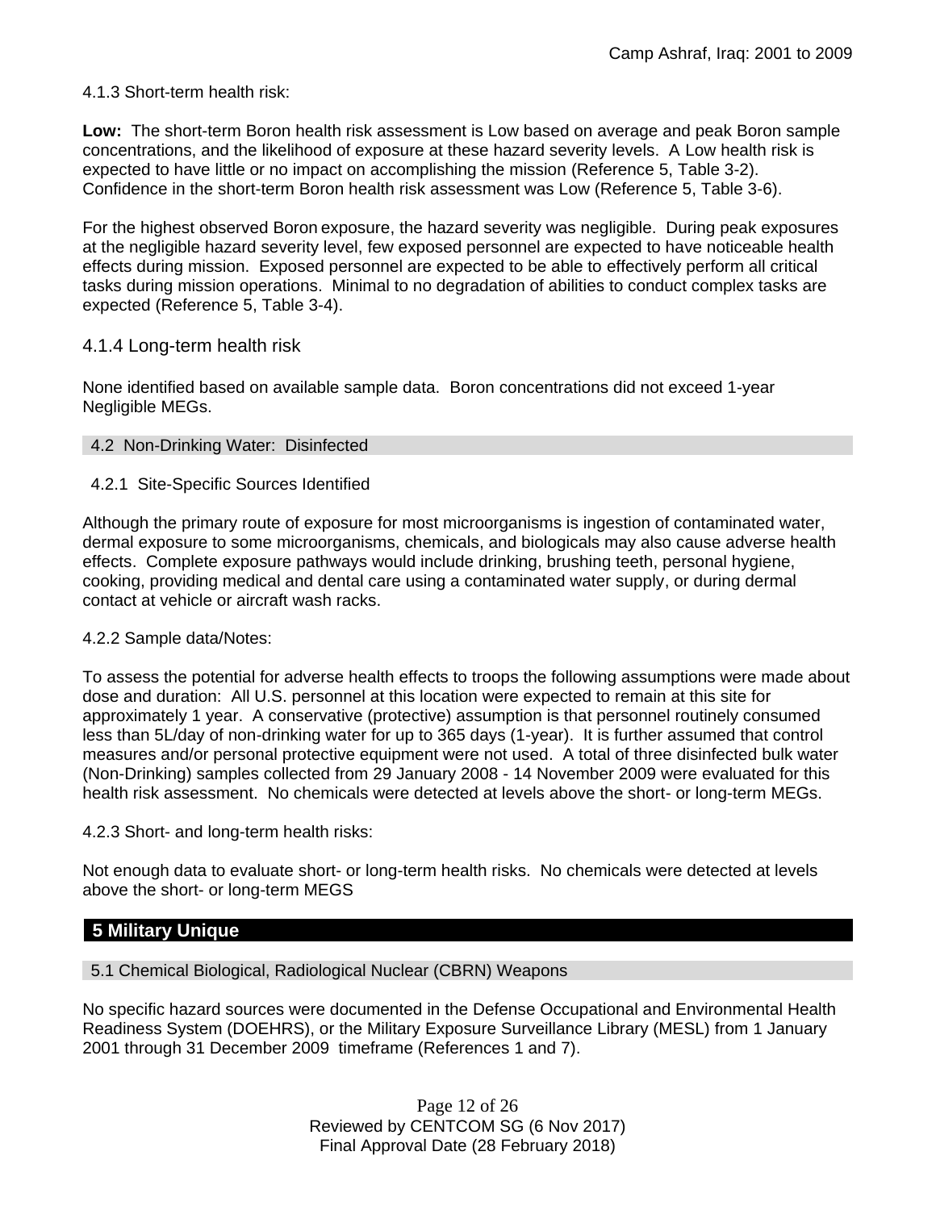4.1.3 Short-term health risk:

**Low:** The short-term Boron health risk assessment is Low based on average and peak Boron sample concentrations, and the likelihood of exposure at these hazard severity levels. A Low health risk is expected to have little or no impact on accomplishing the mission (Reference 5, Table 3-2). Confidence in the short-term Boron health risk assessment was Low (Reference 5, Table 3-6).

For the highest observed Boron exposure, the hazard severity was negligible. During peak exposures at the negligible hazard severity level, few exposed personnel are expected to have noticeable health effects during mission. Exposed personnel are expected to be able to effectively perform all critical tasks during mission operations. Minimal to no degradation of abilities to conduct complex tasks are expected (Reference 5, Table 3-4).

### 4.1.4 Long-term health risk

None identified based on available sample data. Boron concentrations did not exceed 1-year Negligible MEGs.

### 4.2 Non-Drinking Water: Disinfected

4.2.1 Site-Specific Sources Identified

Although the primary route of exposure for most microorganisms is ingestion of contaminated water, dermal exposure to some microorganisms, chemicals, and biologicals may also cause adverse health effects. Complete exposure pathways would include drinking, brushing teeth, personal hygiene, cooking, providing medical and dental care using a contaminated water supply, or during dermal contact at vehicle or aircraft wash racks.

4.2.2 Sample data/Notes:

To assess the potential for adverse health effects to troops the following assumptions were made about dose and duration: All U.S. personnel at this location were expected to remain at this site for approximately 1 year. A conservative (protective) assumption is that personnel routinely consumed less than 5L/day of non-drinking water for up to 365 days (1-year). It is further assumed that control measures and/or personal protective equipment were not used. A total of three disinfected bulk water (Non-Drinking) samples collected from 29 January 2008 - 14 November 2009 were evaluated for this health risk assessment. No chemicals were detected at levels above the short- or long-term MEGs.

4.2.3 Short- and long-term health risks:

Not enough data to evaluate short- or long-term health risks. No chemicals were detected at levels above the short- or long-term MEGS

## 5 Military Unique

### 5.1 Chemical Biological, Radiological Nuclear (CBRN) Weapons

No specific hazard sources were documented in the Defense Occupational and Environmental Health Readiness System (DOEHRS), or the Military Exposure Surveillance Library (MESL) from 1 January 2001 through 31 December 2009 timeframe (References 1 and 7).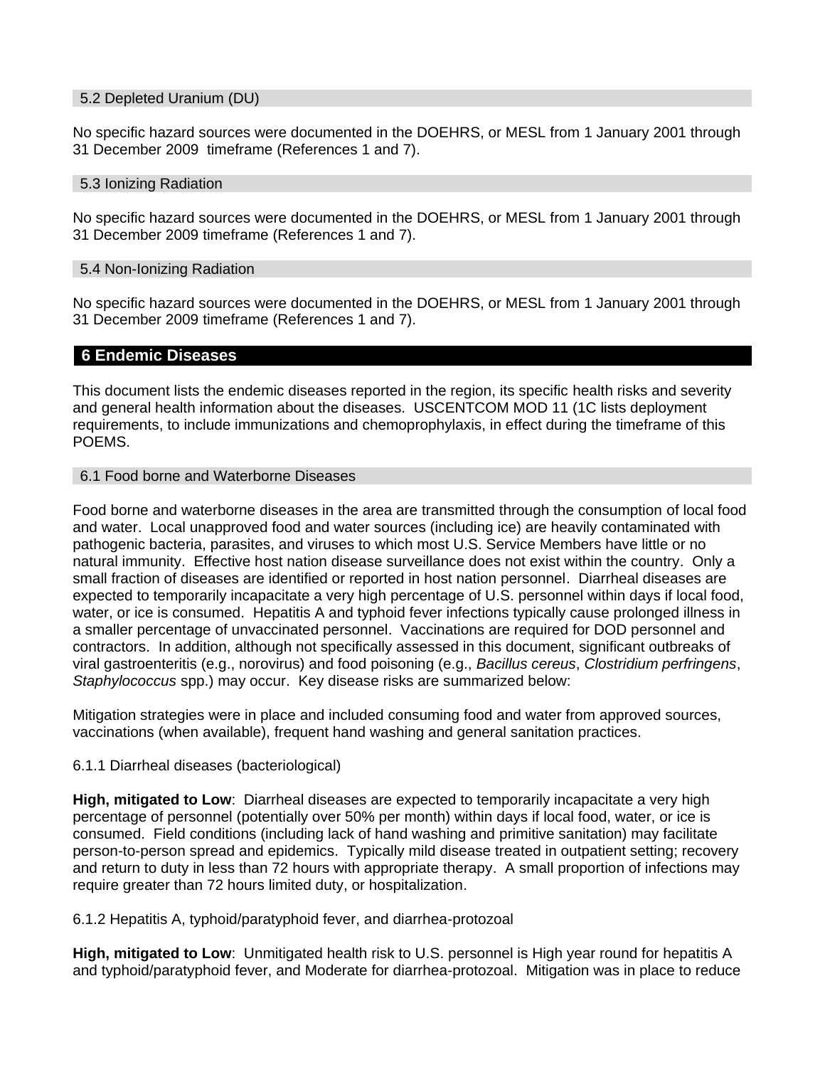### 5.2 Depleted Uranium (DU)

No specific hazard sources were documented in the DOEHRS, or MESL from 1 January 2001 through 31 December 2009 timeframe (References 1 and 7).

### 5.3 Ionizing Radiation

No specific hazard sources were documented in the DOEHRS, or MESL from 1 January 2001 through 31 December 2009 timeframe (References 1 and 7).

### 5.4 Non-Ionizing Radiation

No specific hazard sources were documented in the DOEHRS, or MESL from 1 January 2001 through 31 December 2009 timeframe (References 1 and 7).

## 6 Endemic Diseases

This document lists the endemic diseases reported in the region, its specific health risks and severity and general health information about the diseases. USCENTCOM MOD 11 (1C lists deployment requirements, to include immunizations and chemoprophylaxis, in effect during the timeframe of this POEMS.

### 6.1 Food borne and Waterborne Diseases

Food borne and waterborne diseases in the area are transmitted through the consumption of local food and water. Local unapproved food and water sources (including ice) are heavily contaminated with pathogenic bacteria, parasites, and viruses to which most U.S. Service Members have little or no natural immunity. Effective host nation disease surveillance does not exist within the country. Only a small fraction of diseases are identified or reported in host nation personnel. Diarrheal diseases are expected to temporarily incapacitate a very high percentage of U.S. personnel within days if local food, water, or ice is consumed. Hepatitis A and typhoid fever infections typically cause prolonged illness in a smaller percentage of unvaccinated personnel. Vaccinations are required for DOD personnel and contractors. In addition, although not specifically assessed in this document, significant outbreaks of viral gastroenteritis (e.g., norovirus) and food poisoning (e.g., *Bacillus cereus*, *Clostridium perfringens*, *Staphylococcus* spp.) may occur. Key disease risks are summarized below:

Mitigation strategies were in place and included consuming food and water from approved sources, vaccinations (when available), frequent hand washing and general sanitation practices.

6.1.1 Diarrheal diseases (bacteriological)

**High, mitigated to Low**: Diarrheal diseases are expected to temporarily incapacitate a very high percentage of personnel (potentially over 50% per month) within days if local food, water, or ice is consumed. Field conditions (including lack of hand washing and primitive sanitation) may facilitate person-to-person spread and epidemics. Typically mild disease treated in outpatient setting; recovery and return to duty in less than 72 hours with appropriate therapy. A small proportion of infections may require greater than 72 hours limited duty, or hospitalization.

6.1.2 Hepatitis A, typhoid/paratyphoid fever, and diarrhea-protozoal

**High, mitigated to Low**: Unmitigated health risk to U.S. personnel is High year round for hepatitis A and typhoid/paratyphoid fever, and Moderate for diarrhea-protozoal. Mitigation was in place to reduce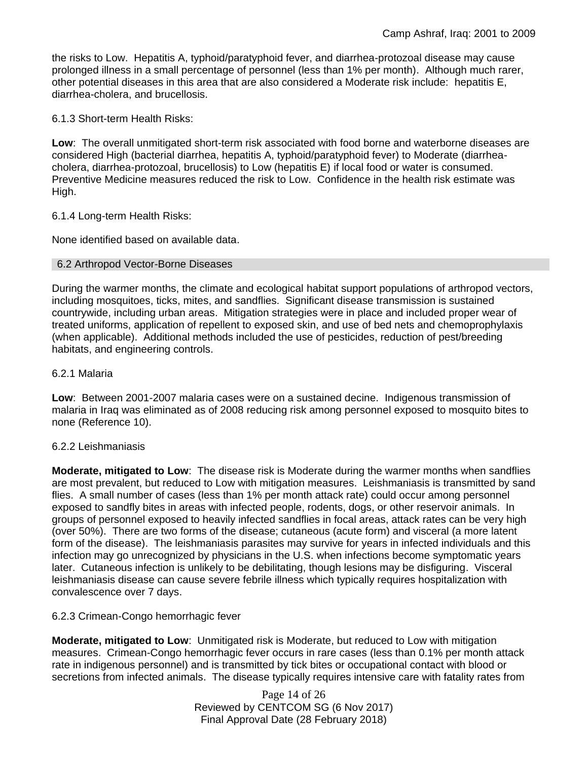the risks to Low. Hepatitis A, typhoid/paratyphoid fever, and diarrhea-protozoal disease may cause prolonged illness in a small percentage of personnel (less than 1% per month). Although much rarer, other potential diseases in this area that are also considered a Moderate risk include: hepatitis E, diarrhea-cholera, and brucellosis.

6.1.3 Short-term Health Risks:

**Low**: The overall unmitigated short-term risk associated with food borne and waterborne diseases are considered High (bacterial diarrhea, hepatitis A, typhoid/paratyphoid fever) to Moderate (diarrhea-cholera, diarrhea-protozoal, brucellosis) to Low (hepatitis E) if local food or water is consumed. Preventive Medicine measures reduced the risk to Low. Confidence in the health risk estimate was High.

6.1.4 Long-term Health Risks:

None identified based on available data.

## 6.2 Arthropod Vector-Borne Diseases

During the warmer months, the climate and ecological habitat support populations of arthropod vectors, including mosquitoes, ticks, mites, and sandflies. Significant disease transmission is sustained countrywide, including urban areas. Mitigation strategies were in place and included proper wear of treated uniforms, application of repellent to exposed skin, and use of bed nets and chemoprophylaxis (when applicable). Additional methods included the use of pesticides, reduction of pest/breeding habitats, and engineering controls.

6.2.1 Malaria

**Low**: Between 2001-2007 malaria cases were on a sustained decline. Indigenous transmission of malaria in Iraq was eliminated as of 2008 reducing risk among personnel exposed to mosquito bites to none (Reference 10).

6.2.2 Leishmaniasis

**Moderate, mitigated to Low**: The disease risk is Moderate during the warmer months when sandflies are most prevalent, but reduced to Low with mitigation measures. Leishmaniasis is transmitted by sand flies. A small number of cases (less than 1% per month attack rate) could occur among personnel exposed to sandfly bites in areas with infected people, rodents, dogs, or other reservoir animals. In groups of personnel exposed to heavily infected sandflies in focal areas, attack rates can be very high (over 50%). There are two forms of the disease; cutaneous (acute form) and visceral (a more latent form of the disease). The leishmaniasis parasites may survive for years in infected individuals and this infection may go unrecognized by physicians in the U.S. when infections become symptomatic years later. Cutaneous infection is unlikely to be debilitating, though lesions may be disfiguring. Visceral leishmaniasis disease can cause severe febrile illness which typically requires hospitalization with convalescence over 7 days.

6.2.3 Crimean-Congo hemorrhagic fever

**Moderate, mitigated to Low**: Unmitigated risk is Moderate, but reduced to Low with mitigation measures. Crimean-Congo hemorrhagic fever occurs in rare cases (less than 0.1% per month attack rate in indigenous personnel) and is transmitted by tick bites or occupational contact with blood or secretions from infected animals. The disease typically requires intensive care with fatality rates from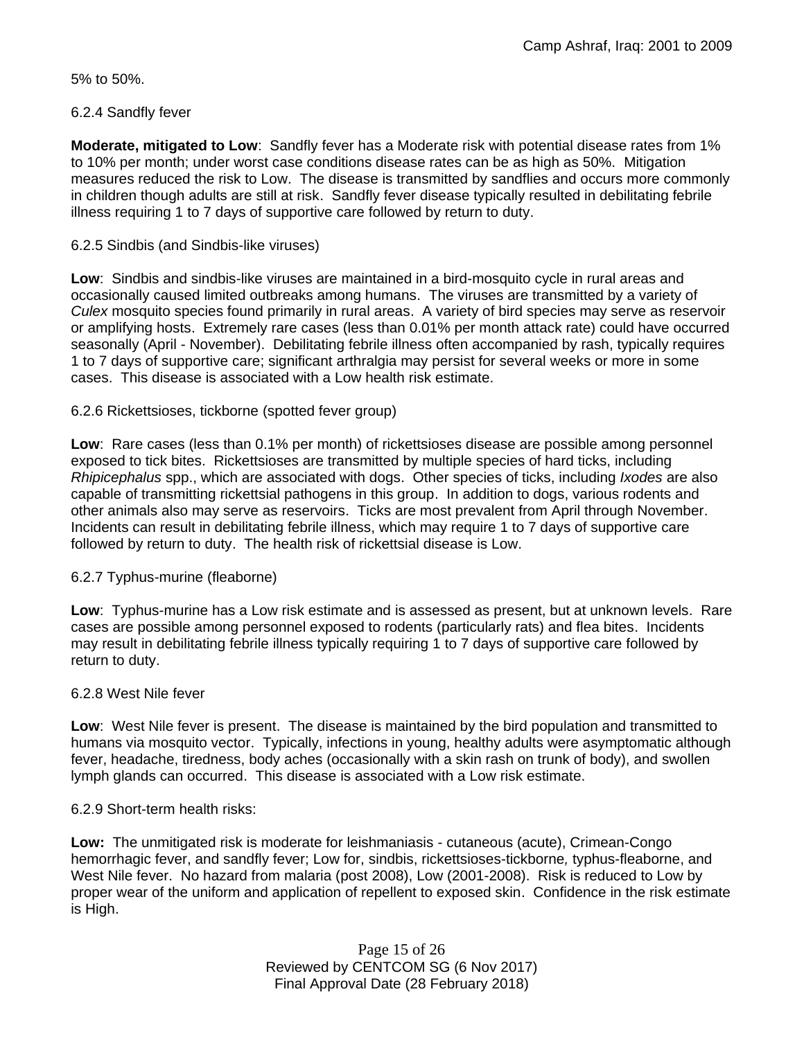5% to 50%.

### 6.2.4 Sandfly fever

**Moderate, mitigated to Low**: Sandfly fever has a Moderate risk with potential disease rates from 1% to 10% per month; under worst case conditions disease rates can be as high as 50%. Mitigation measures reduced the risk to Low. The disease is transmitted by sandflies and occurs more commonly in children though adults are still at risk. Sandfly fever disease typically resulted in debilitating febrile illness requiring 1 to 7 days of supportive care followed by return to duty.

### 6.2.5 Sindbis (and Sindbis-like viruses)

**Low**: Sindbis and sindbis-like viruses are maintained in a bird-mosquito cycle in rural areas and occasionally caused limited outbreaks among humans. The viruses are transmitted by a variety of *Culex* mosquito species found primarily in rural areas. A variety of bird species may serve as reservoir or amplifying hosts. Extremely rare cases (less than 0.01% per month attack rate) could have occurred seasonally (April - November). Debilitating febrile illness often accompanied by rash, typically requires 1 to 7 days of supportive care; significant arthralgia may persist for several weeks or more in some cases. This disease is associated with a Low health risk estimate.

### 6.2.6 Rickettsioses, tickborne (spotted fever group)

**Low**: Rare cases (less than 0.1% per month) of rickettsioses disease are possible among personnel exposed to tick bites. Rickettsioses are transmitted by multiple species of hard ticks, including *Rhipicephalus* spp., which are associated with dogs. Other species of ticks, including *Ixodes* are also capable of transmitting rickettsial pathogens in this group. In addition to dogs, various rodents and other animals also may serve as reservoirs. Ticks are most prevalent from April through November. Incidents can result in debilitating febrile illness, which may require 1 to 7 days of supportive care followed by return to duty. The health risk of rickettsial disease is Low.

### 6.2.7 Typhus-murine (fleaborne)

**Low**: Typhus-murine has a Low risk estimate and is assessed as present, but at unknown levels. Rare cases are possible among personnel exposed to rodents (particularly rats) and flea bites. Incidents may result in debilitating febrile illness typically requiring 1 to 7 days of supportive care followed by return to duty.

### 6.2.8 West Nile fever

**Low**: West Nile fever is present. The disease is maintained by the bird population and transmitted to humans via mosquito vector. Typically, infections in young, healthy adults were asymptomatic although fever, headache, tiredness, body aches (occasionally with a skin rash on trunk of body), and swollen lymph glands can occurred. This disease is associated with a Low risk estimate.

### 6.2.9 Short-term health risks:

**Low:** The unmitigated risk is moderate for leishmaniasis - cutaneous (acute), Crimean-Congo hemorrhagic fever, and sandfly fever; Low for, sindbis, rickettsioses-tickborne, typhus-fleaborne, and West Nile fever. No hazard from malaria (post 2008), Low (2001-2008). Risk is reduced to Low by proper wear of the uniform and application of repellent to exposed skin. Confidence in the risk estimate is High.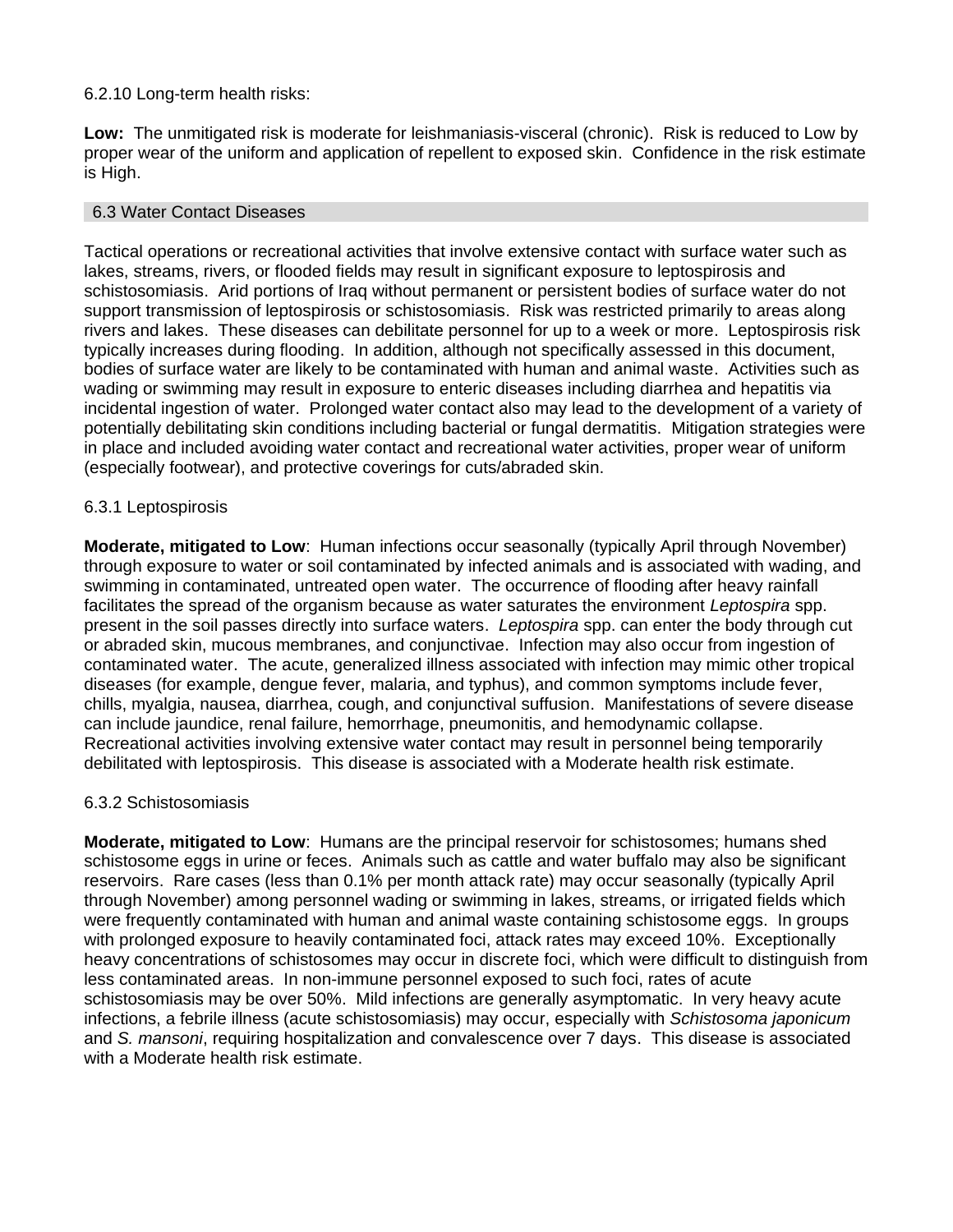6.2.10 Long-term health risks:

**Low:** The unmitigated risk is moderate for leishmaniasis-visceral (chronic). Risk is reduced to Low by proper wear of the uniform and application of repellent to exposed skin. Confidence in the risk estimate is High.

## 6.3 Water Contact Diseases

Tactical operations or recreational activities that involve extensive contact with surface water such as lakes, streams, rivers, or flooded fields may result in significant exposure to leptospirosis and schistosomiasis. Arid portions of Iraq without permanent or persistent bodies of surface water do not support transmission of leptospirosis or schistosomiasis. Risk was restricted primarily to areas along rivers and lakes. These diseases can debilitate personnel for up to a week or more. Leptospirosis risk typically increases during flooding. In addition, although not specifically assessed in this document, bodies of surface water are likely to be contaminated with human and animal waste. Activities such as wading or swimming may result in exposure to enteric diseases including diarrhea and hepatitis via incidental ingestion of water. Prolonged water contact also may lead to the development of a variety of potentially debilitating skin conditions including bacterial or fungal dermatitis. Mitigation strategies were in place and included avoiding water contact and recreational water activities, proper wear of uniform (especially footwear), and protective coverings for cuts/abraded skin.

6.3.1 Leptospirosis

**Moderate, mitigated to Low**: Human infections occur seasonally (typically April through November) through exposure to water or soil contaminated by infected animals and is associated with wading, and swimming in contaminated, untreated open water. The occurrence of flooding after heavy rainfall facilitates the spread of the organism because as water saturates the environment *Leptospira* spp. present in the soil passes directly into surface waters. *Leptospira* spp. can enter the body through cut or abraded skin, mucous membranes, and conjunctivae. Infection may also occur from ingestion of contaminated water. The acute, generalized illness associated with infection may mimic other tropical diseases (for example, dengue fever, malaria, and typhus), and common symptoms include fever, chills, myalgia, nausea, diarrhea, cough, and conjunctival suffusion. Manifestations of severe disease can include jaundice, renal failure, hemorrhage, pneumonitis, and hemodynamic collapse. Recreational activities involving extensive water contact may result in personnel being temporarily debilitated with leptospirosis. This disease is associated with a Moderate health risk estimate.

6.3.2 Schistosomiasis

**Moderate, mitigated to Low**: Humans are the principal reservoir for schistosomes; humans shed schistosome eggs in urine or feces. Animals such as cattle and water buffalo may also be significant reservoirs. Rare cases (less than 0.1% per month attack rate) may occur seasonally (typically April through November) among personnel wading or swimming in lakes, streams, or irrigated fields which were frequently contaminated with human and animal waste containing schistosome eggs. In groups with prolonged exposure to heavily contaminated foci, attack rates may exceed 10%. Exceptionally heavy concentrations of schistosomes may occur in discrete foci, which were difficult to distinguish from less contaminated areas. In non-immune personnel exposed to such foci, rates of acute schistosomiasis may be over 50%. Mild infections are generally asymptomatic. In very heavy acute infections, a febrile illness (acute schistosomiasis) may occur, especially with *Schistosoma japonicum* and *S. mansoni*, requiring hospitalization and convalescence over 7 days. This disease is associated with a Moderate health risk estimate.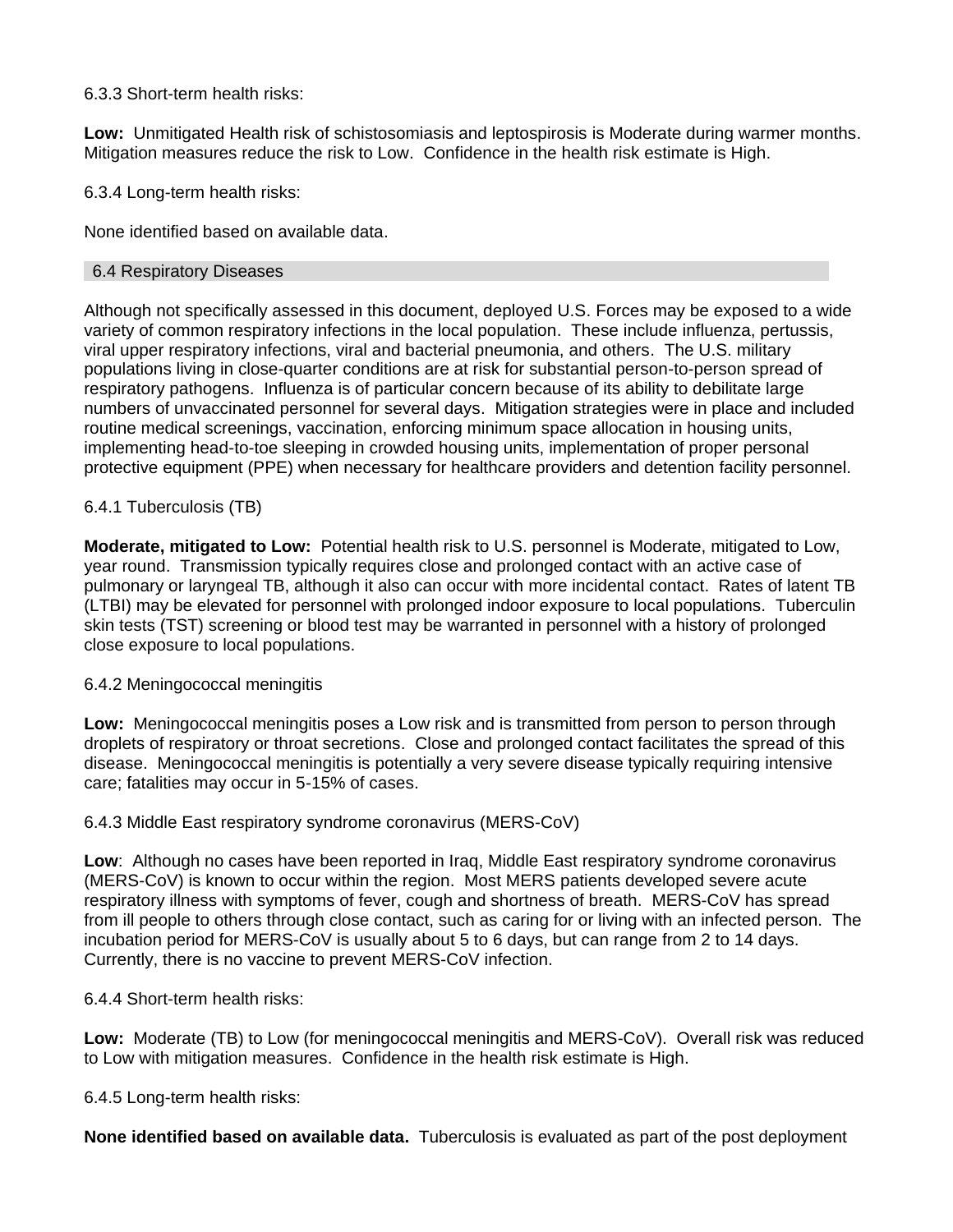6.3.3 Short-term health risks:

**Low:** Unmitigated Health risk of schistosomiasis and leptospirosis is Moderate during warmer months. Mitigation measures reduce the risk to Low. Confidence in the health risk estimate is High.

6.3.4 Long-term health risks:

None identified based on available data.

## 6.4 Respiratory Diseases

Although not specifically assessed in this document, deployed U.S. Forces may be exposed to a wide variety of common respiratory infections in the local population. These include influenza, pertussis, viral upper respiratory infections, viral and bacterial pneumonia, and others. The U.S. military populations living in close-quarter conditions are at risk for substantial person-to-person spread of respiratory pathogens. Influenza is of particular concern because of its ability to debilitate large numbers of unvaccinated personnel for several days. Mitigation strategies were in place and included routine medical screenings, vaccination, enforcing minimum space allocation in housing units, implementing head-to-toe sleeping in crowded housing units, implementation of proper personal protective equipment (PPE) when necessary for healthcare providers and detention facility personnel.

6.4.1 Tuberculosis (TB)

**Moderate, mitigated to Low:** Potential health risk to U.S. personnel is Moderate, mitigated to Low, year round. Transmission typically requires close and prolonged contact with an active case of pulmonary or laryngeal TB, although it also can occur with more incidental contact. Rates of latent TB (LTBI) may be elevated for personnel with prolonged indoor exposure to local populations. Tuberculin skin tests (TST) screening or blood test may be warranted in personnel with a history of prolonged close exposure to local populations.

6.4.2 Meningococcal meningitis

**Low:** Meningococcal meningitis poses a Low risk and is transmitted from person to person through droplets of respiratory or throat secretions. Close and prolonged contact facilitates the spread of this disease. Meningococcal meningitis is potentially a very severe disease typically requiring intensive care; fatalities may occur in 5-15% of cases.

6.4.3 Middle East respiratory syndrome coronavirus (MERS-CoV)

**Low**: Although no cases have been reported in Iraq, Middle East respiratory syndrome coronavirus (MERS-CoV) is known to occur within the region. Most MERS patients developed severe acute respiratory illness with symptoms of fever, cough and shortness of breath. MERS-CoV has spread from ill people to others through close contact, such as caring for or living with an infected person. The incubation period for MERS-CoV is usually about 5 to 6 days, but can range from 2 to 14 days. Currently, there is no vaccine to prevent MERS-CoV infection.

6.4.4 Short-term health risks:

**Low:** Moderate (TB) to Low (for meningococcal meningitis and MERS-CoV). Overall risk was reduced to Low with mitigation measures. Confidence in the health risk estimate is High.

6.4.5 Long-term health risks:

**None identified based on available data.** Tuberculosis is evaluated as part of the post deployment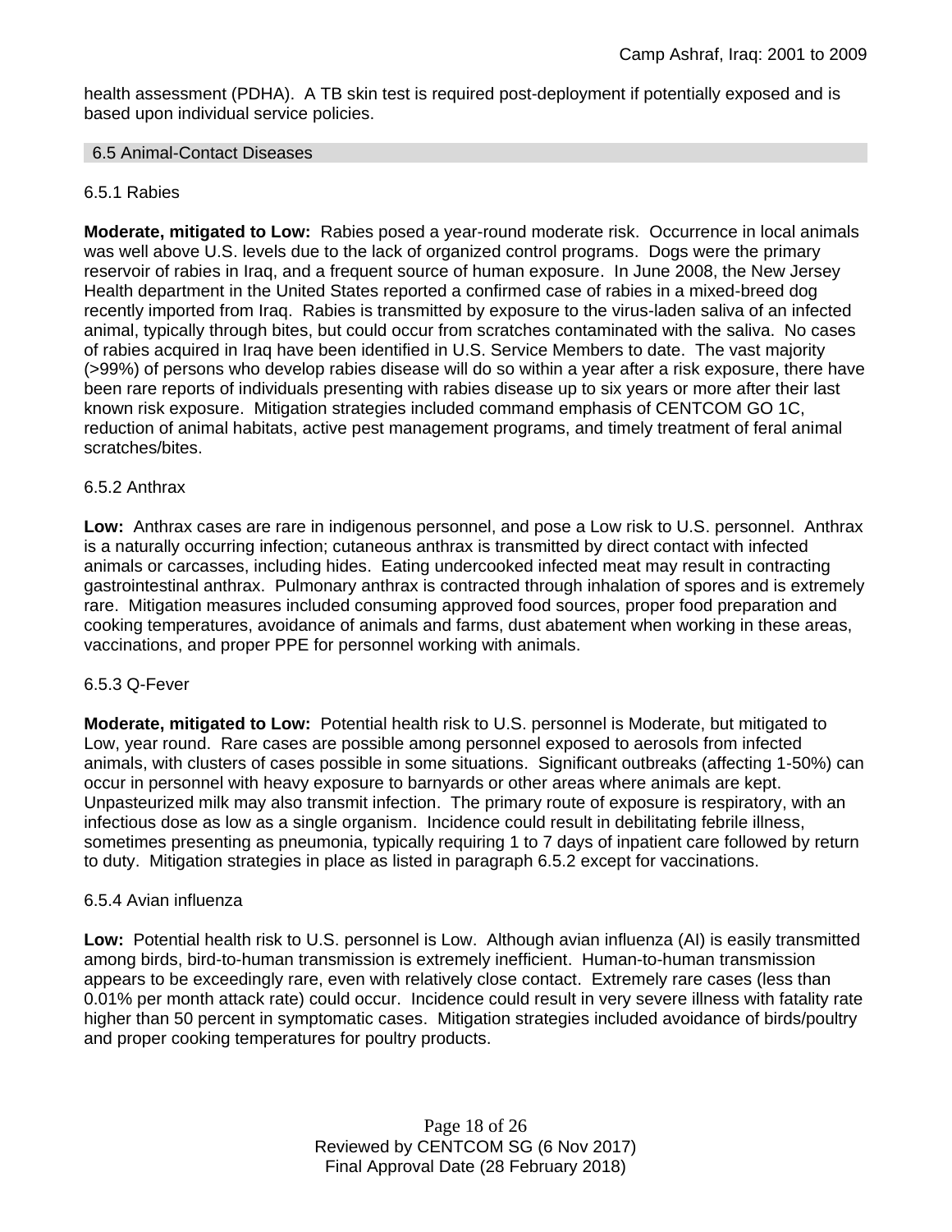health assessment (PDHA). A TB skin test is required post-deployment if potentially exposed and is based upon individual service policies.

## 6.5 Animal-Contact Diseases

### 6.5.1 Rabies

**Moderate, mitigated to Low:** Rabies posed a year-round moderate risk. Occurrence in local animals was well above U.S. levels due to the lack of organized control programs. Dogs were the primary reservoir of rabies in Iraq, and a frequent source of human exposure. In June 2008, the New Jersey Health department in the United States reported a confirmed case of rabies in a mixed-breed dog recently imported from Iraq. Rabies is transmitted by exposure to the virus-laden saliva of an infected animal, typically through bites, but could occur from scratches contaminated with the saliva. No cases of rabies acquired in Iraq have been identified in U.S. Service Members to date. The vast majority (>99%) of persons who develop rabies disease will do so within a year after a risk exposure, there have been rare reports of individuals presenting with rabies disease up to six years or more after their last known risk exposure. Mitigation strategies included command emphasis of CENTCOM GO 1C, reduction of animal habitats, active pest management programs, and timely treatment of feral animal scratches/bites.

### 6.5.2 Anthrax

**Low:** Anthrax cases are rare in indigenous personnel, and pose a Low risk to U.S. personnel. Anthrax is a naturally occurring infection; cutaneous anthrax is transmitted by direct contact with infected animals or carcasses, including hides. Eating undercooked infected meat may result in contracting gastrointestinal anthrax. Pulmonary anthrax is contracted through inhalation of spores and is extremely rare. Mitigation measures included consuming approved food sources, proper food preparation and cooking temperatures, avoidance of animals and farms, dust abatement when working in these areas, vaccinations, and proper PPE for personnel working with animals.

### 6.5.3 Q-Fever

**Moderate, mitigated to Low:** Potential health risk to U.S. personnel is Moderate, but mitigated to Low, year round. Rare cases are possible among personnel exposed to aerosols from infected animals, with clusters of cases possible in some situations. Significant outbreaks (affecting 1-50%) can occur in personnel with heavy exposure to barnyards or other areas where animals are kept. Unpasteurized milk may also transmit infection. The primary route of exposure is respiratory, with an infectious dose as low as a single organism. Incidence could result in debilitating febrile illness, sometimes presenting as pneumonia, typically requiring 1 to 7 days of inpatient care followed by return to duty. Mitigation strategies in place as listed in paragraph 6.5.2 except for vaccinations.

### 6.5.4 Avian influenza

**Low:** Potential health risk to U.S. personnel is Low. Although avian influenza (AI) is easily transmitted among birds, bird-to-human transmission is extremely inefficient. Human-to-human transmission appears to be exceedingly rare, even with relatively close contact. Extremely rare cases (less than 0.01% per month attack rate) could occur. Incidence could result in very severe illness with fatality rate higher than 50 percent in symptomatic cases. Mitigation strategies included avoidance of birds/poultry and proper cooking temperatures for poultry products.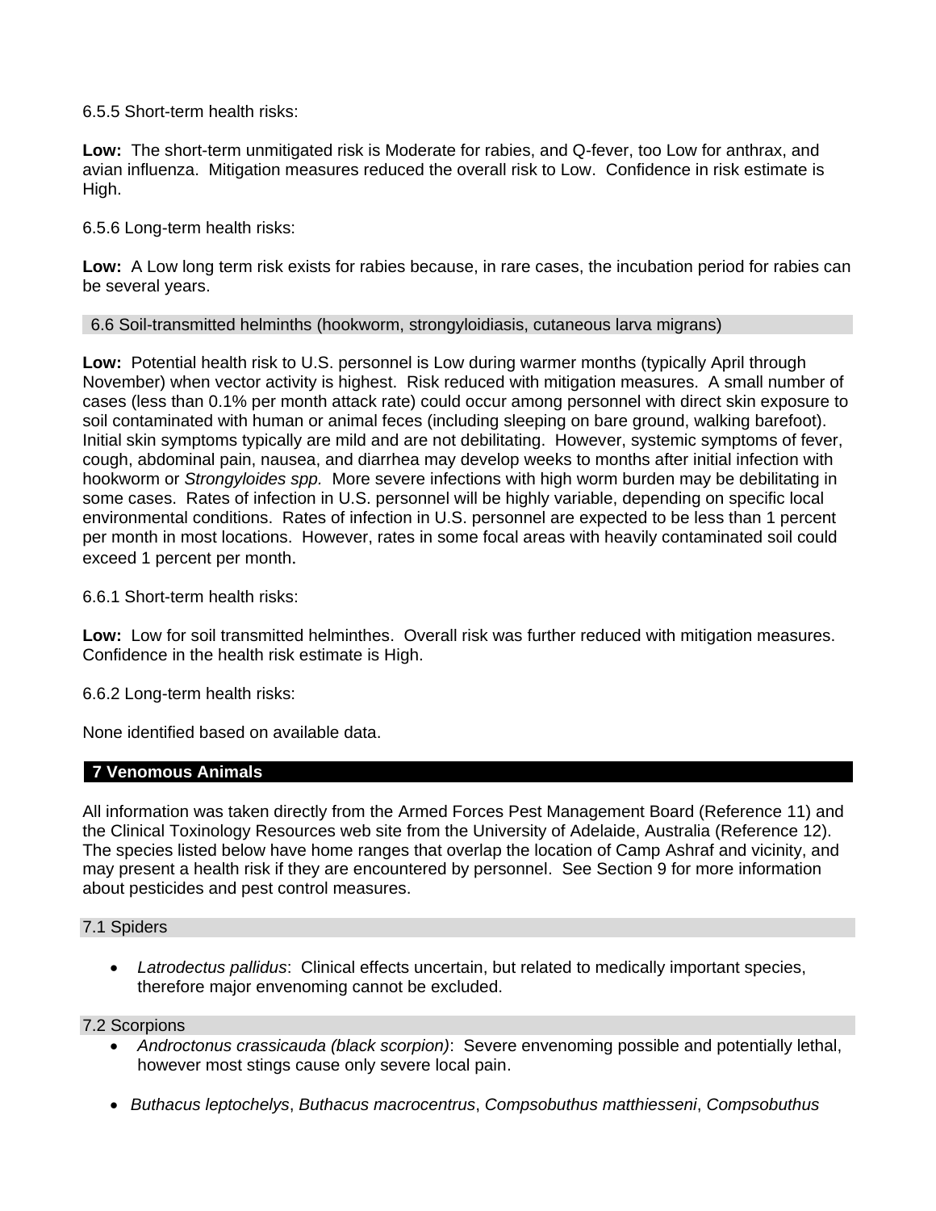6.5.5 Short-term health risks:

**Low:** The short-term unmitigated risk is Moderate for rabies, and Q-fever, too Low for anthrax, and avian influenza. Mitigation measures reduced the overall risk to Low. Confidence in risk estimate is High.

6.5.6 Long-term health risks:

**Low:** A Low long term risk exists for rabies because, in rare cases, the incubation period for rabies can be several years.

### 6.6 Soil-transmitted helminths (hookworm, strongyloidiasis, cutaneous larva migrans)

**Low:** Potential health risk to U.S. personnel is Low during warmer months (typically April through November) when vector activity is highest. Risk reduced with mitigation measures. A small number of cases (less than 0.1% per month attack rate) could occur among personnel with direct skin exposure to soil contaminated with human or animal feces (including sleeping on bare ground, walking barefoot). Initial skin symptoms typically are mild and are not debilitating. However, systemic symptoms of fever, cough, abdominal pain, nausea, and diarrhea may develop weeks to months after initial infection with hookworm or *Strongyloides spp.* More severe infections with high worm burden may be debilitating in some cases. Rates of infection in U.S. personnel will be highly variable, depending on specific local environmental conditions. Rates of infection in U.S. personnel are expected to be less than 1 percent per month in most locations. However, rates in some focal areas with heavily contaminated soil could exceed 1 percent per month.

6.6.1 Short-term health risks:

**Low:** Low for soil transmitted helminthes. Overall risk was further reduced with mitigation measures. Confidence in the health risk estimate is High.

6.6.2 Long-term health risks:

None identified based on available data.

## 7 Venomous Animals

All information was taken directly from the Armed Forces Pest Management Board (Reference 11) and the Clinical Toxinology Resources web site from the University of Adelaide, Australia (Reference 12). The species listed below have home ranges that overlap the location of Camp Ashraf and vicinity, and may present a health risk if they are encountered by personnel. See Section 9 for more information about pesticides and pest control measures.

### 7.1 Spiders

- *Latrodectus pallidus*: Clinical effects uncertain, but related to medically important species, therefore major envenoming cannot be excluded.

### 7.2 Scorpions

- *Androctonus crassicauda (black scorpion)*: Severe envenoming possible and potentially lethal, however most stings cause only severe local pain.

- *Buthacus leptochelys*, *Buthacus macrocentrus*, *Compsobuthus matthiesseni*, *Compsobuthus*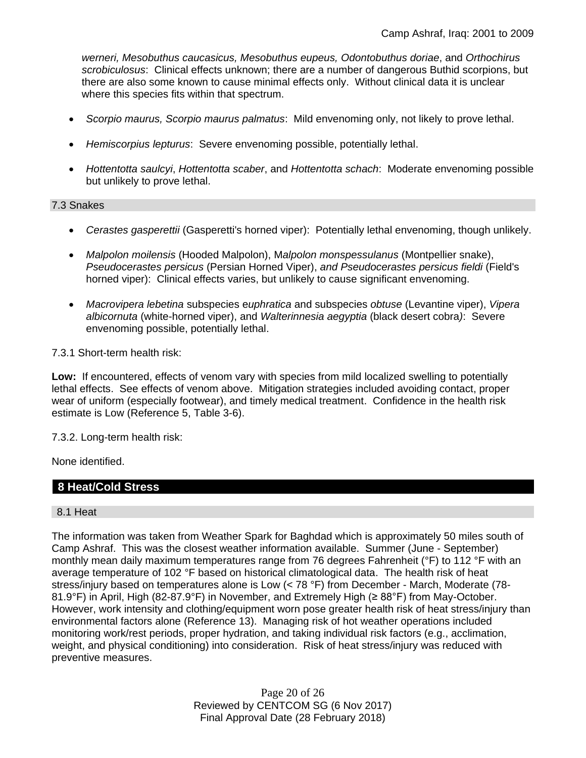*werneri, Mesobuthus caucasicus, Mesobuthus eupeus, Odontobuthus doriae*, and *Orthochirus scrobiculosus*: Clinical effects unknown; there are a number of dangerous Buthid scorpions, but there are also some known to cause minimal effects only. Without clinical data it is unclear where this species fits within that spectrum.

- *Scorpio maurus, Scorpio maurus palmatus*: Mild envenoming only, not likely to prove lethal.
- *Hemiscorpius lepturus*: Severe envenoming possible, potentially lethal.
- *Hottentotta saulcyi*, *Hottentotta scaber*, and *Hottentotta schach*: Moderate envenoming possible but unlikely to prove lethal.

### 7.3 Snakes

- *Cerastes gasperettii* (Gasperetti's horned viper): Potentially lethal envenoming, though unlikely.
- *Malpolon moilensis* (Hooded Malpolon), M*alpolon monspessulanus* (Montpellier snake), *Pseudocerastes persicus* (Persian Horned Viper), *and Pseudocerastes persicus fieldi* (Field's horned viper): Clinical effects varies, but unlikely to cause significant envenoming.
- *Macrovipera lebetina* subspecies e*uphratica* and subspecies *obtuse* (Levantine viper), *Vipera albicornuta* (white-horned viper), and *Walterinnesia aegyptia* (black desert cobra*)*: Severe envenoming possible, potentially lethal.

7.3.1 Short-term health risk:

**Low:** If encountered, effects of venom vary with species from mild localized swelling to potentially lethal effects. See effects of venom above. Mitigation strategies included avoiding contact, proper wear of uniform (especially footwear), and timely medical treatment. Confidence in the health risk estimate is Low (Reference 5, Table 3-6).

7.3.2. Long-term health risk:

None identified.

## 8 Heat/Cold Stress

### 8.1 Heat

The information was taken from Weather Spark for Baghdad which is approximately 50 miles south of Camp Ashraf. This was the closest weather information available. Summer (June - September) monthly mean daily maximum temperatures range from 76 degrees Fahrenheit (°F) to 112 °F with an average temperature of 102 °F based on historical climatological data. The health risk of heat stress/injury based on temperatures alone is Low (< 78 °F) from December - March, Moderate (78-81.9°F) in April, High (82-87.9°F) in November, and Extremely High (≥ 88°F) from May-October. However, work intensity and clothing/equipment worn pose greater health risk of heat stress/injury than environmental factors alone (Reference 13). Managing risk of hot weather operations included monitoring work/rest periods, proper hydration, and taking individual risk factors (e.g., acclimation, weight, and physical conditioning) into consideration. Risk of heat stress/injury was reduced with preventive measures.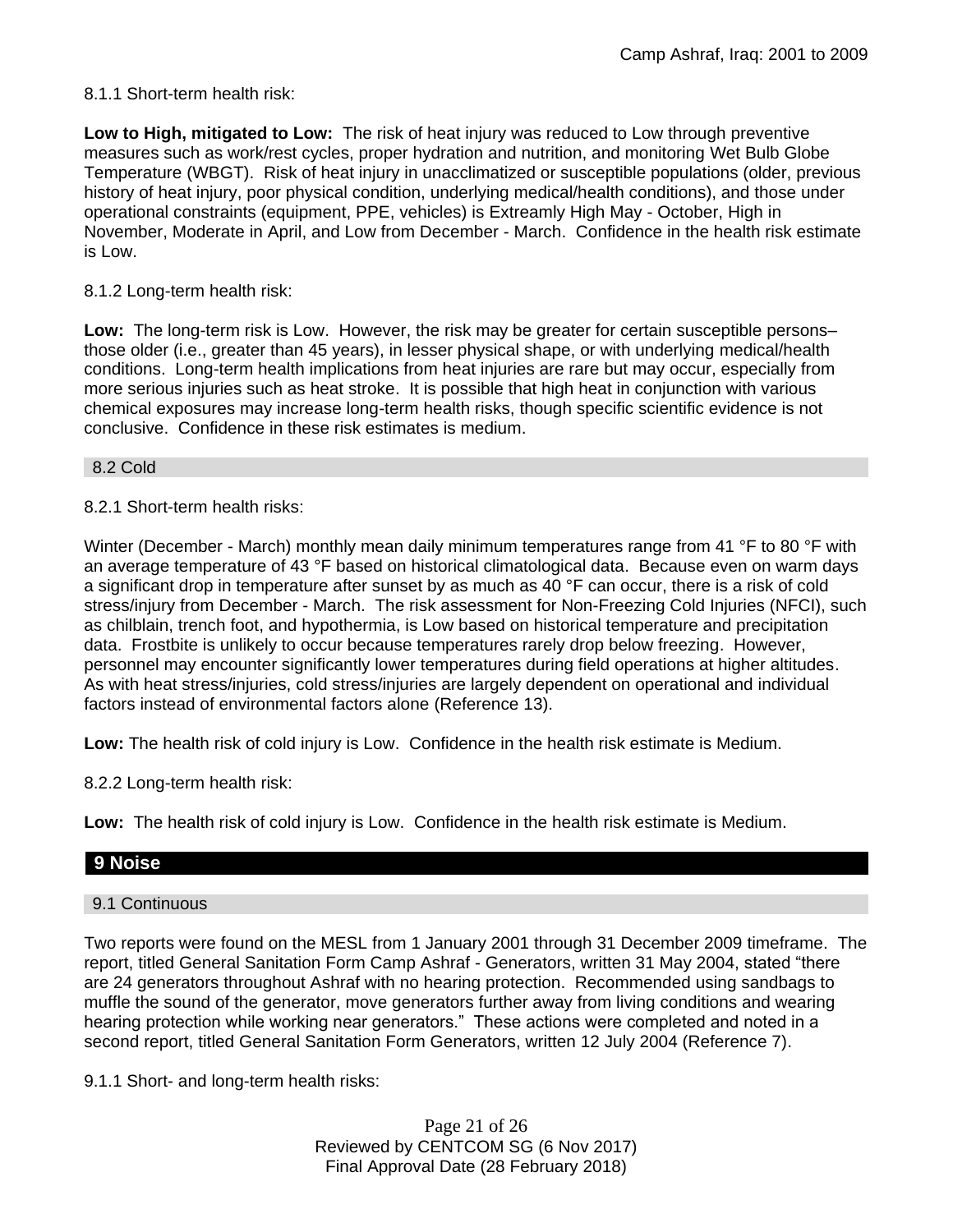8.1.1 Short-term health risk:

**Low to High, mitigated to Low:** The risk of heat injury was reduced to Low through preventive measures such as work/rest cycles, proper hydration and nutrition, and monitoring Wet Bulb Globe Temperature (WBGT). Risk of heat injury in unacclimatized or susceptible populations (older, previous history of heat injury, poor physical condition, underlying medical/health conditions), and those under operational constraints (equipment, PPE, vehicles) is Extreamly High May - October, High in November, Moderate in April, and Low from December - March. Confidence in the health risk estimate is Low.

8.1.2 Long-term health risk:

**Low:** The long-term risk is Low. However, the risk may be greater for certain susceptible persons– those older (i.e., greater than 45 years), in lesser physical shape, or with underlying medical/health conditions. Long-term health implications from heat injuries are rare but may occur, especially from more serious injuries such as heat stroke. It is possible that high heat in conjunction with various chemical exposures may increase long-term health risks, though specific scientific evidence is not conclusive. Confidence in these risk estimates is medium.

### 8.2 Cold

8.2.1 Short-term health risks:

Winter (December - March) monthly mean daily minimum temperatures range from 41 °F to 80 °F with an average temperature of 43 °F based on historical climatological data. Because even on warm days a significant drop in temperature after sunset by as much as 40 °F can occur, there is a risk of cold stress/injury from December - March. The risk assessment for Non-Freezing Cold Injuries (NFCI), such as chilblain, trench foot, and hypothermia, is Low based on historical temperature and precipitation data. Frostbite is unlikely to occur because temperatures rarely drop below freezing. However, personnel may encounter significantly lower temperatures during field operations at higher altitudes. As with heat stress/injuries, cold stress/injuries are largely dependent on operational and individual factors instead of environmental factors alone (Reference 13).

**Low:** The health risk of cold injury is Low. Confidence in the health risk estimate is Medium.

8.2.2 Long-term health risk:

**Low:** The health risk of cold injury is Low. Confidence in the health risk estimate is Medium.

## 9 Noise

### 9.1 Continuous

Two reports were found on the MESL from 1 January 2001 through 31 December 2009 timeframe. The report, titled General Sanitation Form Camp Ashraf - Generators, written 31 May 2004, stated “there are 24 generators throughout Ashraf with no hearing protection. Recommended using sandbags to muffle the sound of the generator, move generators further away from living conditions and wearing hearing protection while working near generators.” These actions were completed and noted in a second report, titled General Sanitation Form Generators, written 12 July 2004 (Reference 7).

9.1.1 Short- and long-term health risks: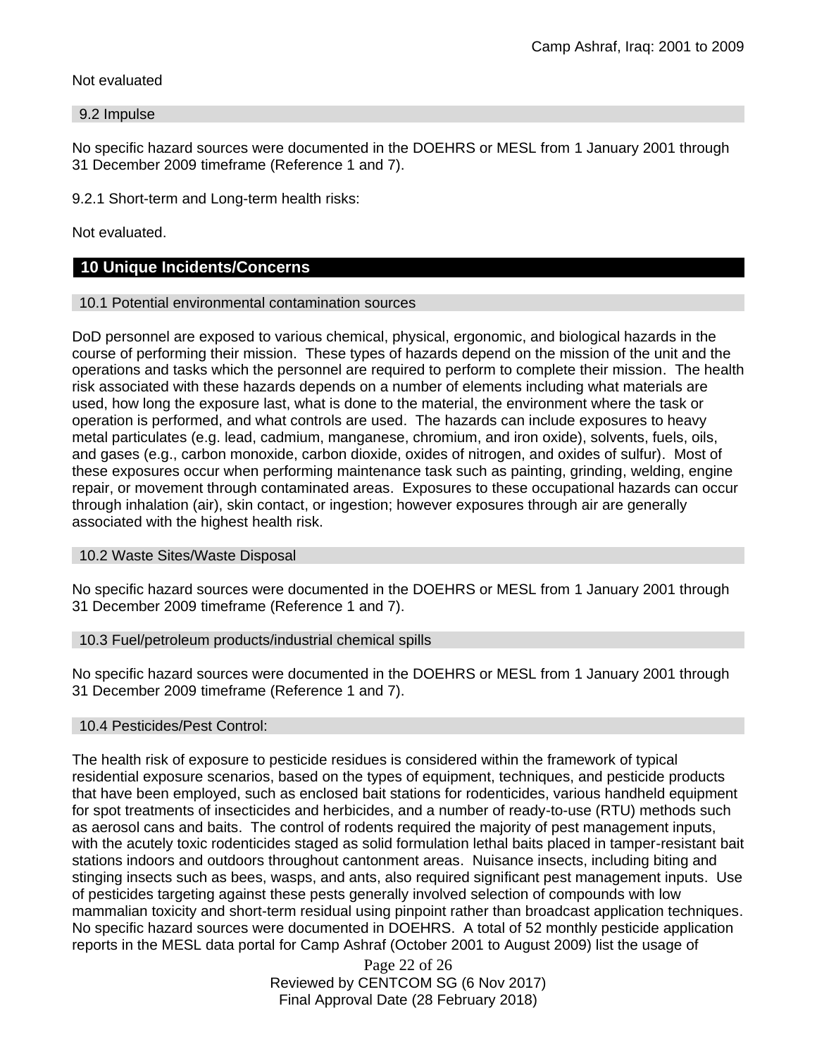Not evaluated

### 9.2 Impulse

No specific hazard sources were documented in the DOEHRS or MESL from 1 January 2001 through 31 December 2009 timeframe (Reference 1 and 7).

9.2.1 Short-term and Long-term health risks:

Not evaluated.

## 10 Unique Incidents/Concerns

### 10.1 Potential environmental contamination sources

DoD personnel are exposed to various chemical, physical, ergonomic, and biological hazards in the course of performing their mission. These types of hazards depend on the mission of the unit and the operations and tasks which the personnel are required to perform to complete their mission. The health risk associated with these hazards depends on a number of elements including what materials are used, how long the exposure last, what is done to the material, the environment where the task or operation is performed, and what controls are used. The hazards can include exposures to heavy metal particulates (e.g. lead, cadmium, manganese, chromium, and iron oxide), solvents, fuels, oils, and gases (e.g., carbon monoxide, carbon dioxide, oxides of nitrogen, and oxides of sulfur). Most of these exposures occur when performing maintenance task such as painting, grinding, welding, engine repair, or movement through contaminated areas. Exposures to these occupational hazards can occur through inhalation (air), skin contact, or ingestion; however exposures through air are generally associated with the highest health risk.

### 10.2 Waste Sites/Waste Disposal

No specific hazard sources were documented in the DOEHRS or MESL from 1 January 2001 through 31 December 2009 timeframe (Reference 1 and 7).

### 10.3 Fuel/petroleum products/industrial chemical spills

No specific hazard sources were documented in the DOEHRS or MESL from 1 January 2001 through 31 December 2009 timeframe (Reference 1 and 7).

### 10.4 Pesticides/Pest Control:

The health risk of exposure to pesticide residues is considered within the framework of typical residential exposure scenarios, based on the types of equipment, techniques, and pesticide products that have been employed, such as enclosed bait stations for rodenticides, various handheld equipment for spot treatments of insecticides and herbicides, and a number of ready-to-use (RTU) methods such as aerosol cans and baits. The control of rodents required the majority of pest management inputs, with the acutely toxic rodenticides staged as solid formulation lethal baits placed in tamper-resistant bait stations indoors and outdoors throughout cantonment areas. Nuisance insects, including biting and stinging insects such as bees, wasps, and ants, also required significant pest management inputs. Use of pesticides targeting against these pests generally involved selection of compounds with low mammalian toxicity and short-term residual using pinpoint rather than broadcast application techniques. No specific hazard sources were documented in DOEHRS. A total of 52 monthly pesticide application reports in the MESL data portal for Camp Ashraf (October 2001 to August 2009) list the usage of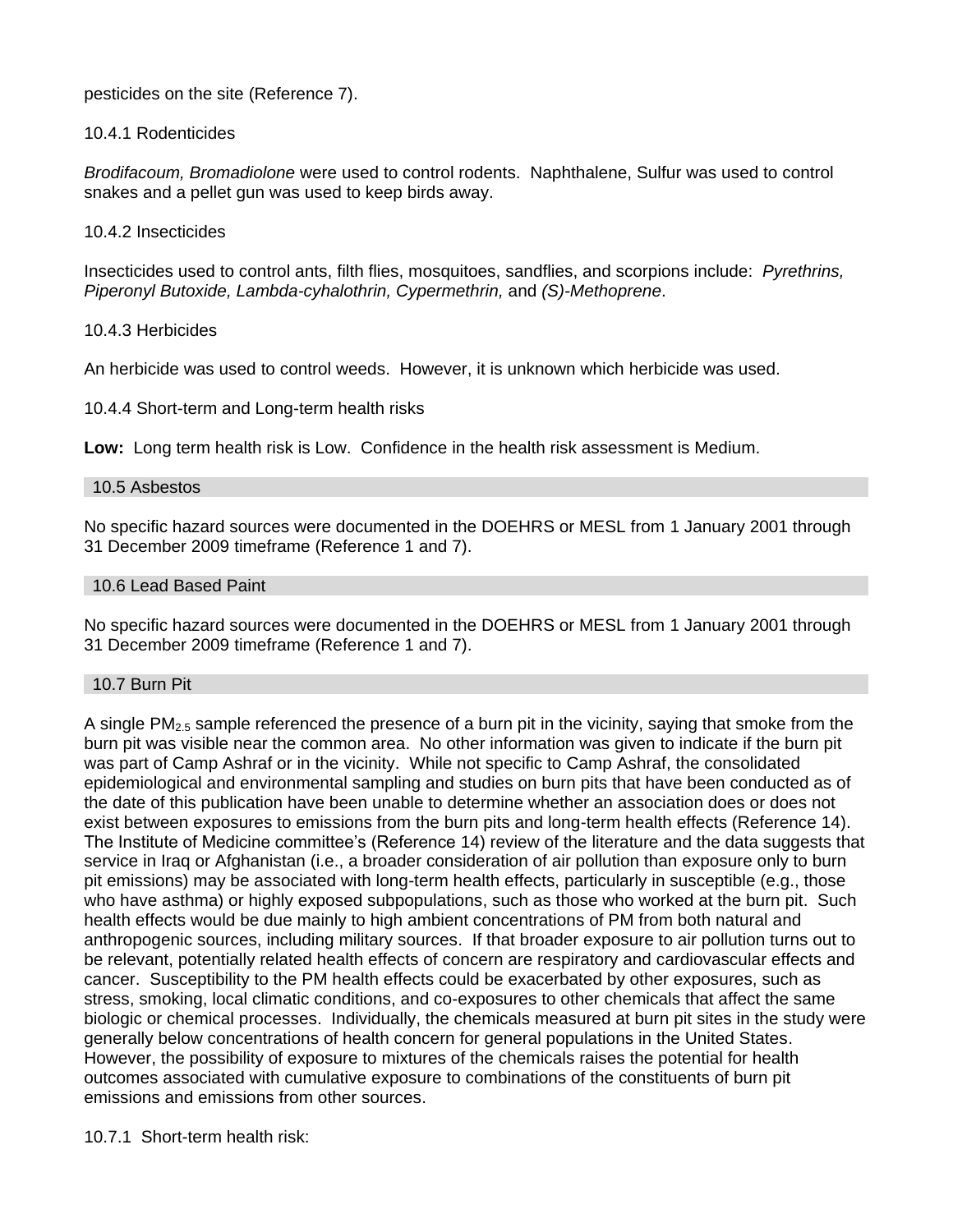pesticides on the site (Reference 7).

10.4.1 Rodenticides

*Brodifacoum, Bromadiolone* were used to control rodents. Naphthalene, Sulfur was used to control snakes and a pellet gun was used to keep birds away.

10.4.2 Insecticides

Insecticides used to control ants, filth flies, mosquitoes, sandflies, and scorpions include: *Pyrethrins, Piperonyl Butoxide, Lambda-cyhalothrin, Cypermethrin,* and *(S)-Methoprene*.

10.4.3 Herbicides

An herbicide was used to control weeds. However, it is unknown which herbicide was used.

10.4.4 Short-term and Long-term health risks

**Low:** Long term health risk is Low. Confidence in the health risk assessment is Medium.

## 10.5 Asbestos

No specific hazard sources were documented in the DOEHRS or MESL from 1 January 2001 through 31 December 2009 timeframe (Reference 1 and 7).

## 10.6 Lead Based Paint

No specific hazard sources were documented in the DOEHRS or MESL from 1 January 2001 through 31 December 2009 timeframe (Reference 1 and 7).

## 10.7 Burn Pit

A single $PM_{2.5}$ sample referenced the presence of a burn pit in the vicinity, saying that smoke from the burn pit was visible near the common area. No other information was given to indicate if the burn pit was part of Camp Ashraf or in the vicinity. While not specific to Camp Ashraf, the consolidated epidemiological and environmental sampling and studies on burn pits that have been conducted as of the date of this publication have been unable to determine whether an association does or does not exist between exposures to emissions from the burn pits and long-term health effects (Reference 14). The Institute of Medicine committee's (Reference 14) review of the literature and the data suggests that service in Iraq or Afghanistan (i.e., a broader consideration of air pollution than exposure only to burn pit emissions) may be associated with long-term health effects, particularly in susceptible (e.g., those who have asthma) or highly exposed subpopulations, such as those who worked at the burn pit. Such health effects would be due mainly to high ambient concentrations of PM from both natural and anthropogenic sources, including military sources. If that broader exposure to air pollution turns out to be relevant, potentially related health effects of concern are respiratory and cardiovascular effects and cancer. Susceptibility to the PM health effects could be exacerbated by other exposures, such as stress, smoking, local climatic conditions, and co-exposures to other chemicals that affect the same biologic or chemical processes. Individually, the chemicals measured at burn pit sites in the study were generally below concentrations of health concern for general populations in the United States. However, the possibility of exposure to mixtures of the chemicals raises the potential for health outcomes associated with cumulative exposure to combinations of the constituents of burn pit emissions and emissions from other sources.

10.7.1 Short-term health risk: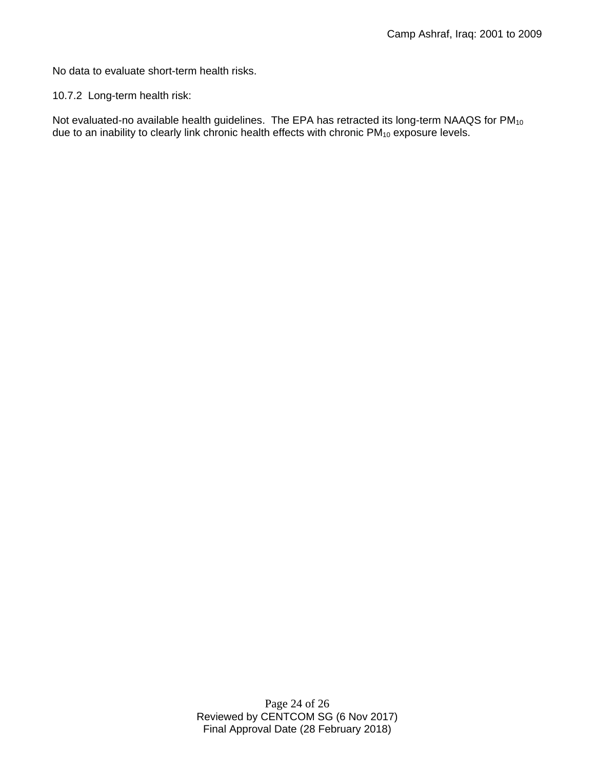No data to evaluate short-term health risks.

10.7.2 Long-term health risk:

Not evaluated-no available health guidelines. The EPA has retracted its long-term NAAQS for $PM_{10}$ due to an inability to clearly link chronic health effects with chronic $PM_{10}$ exposure levels.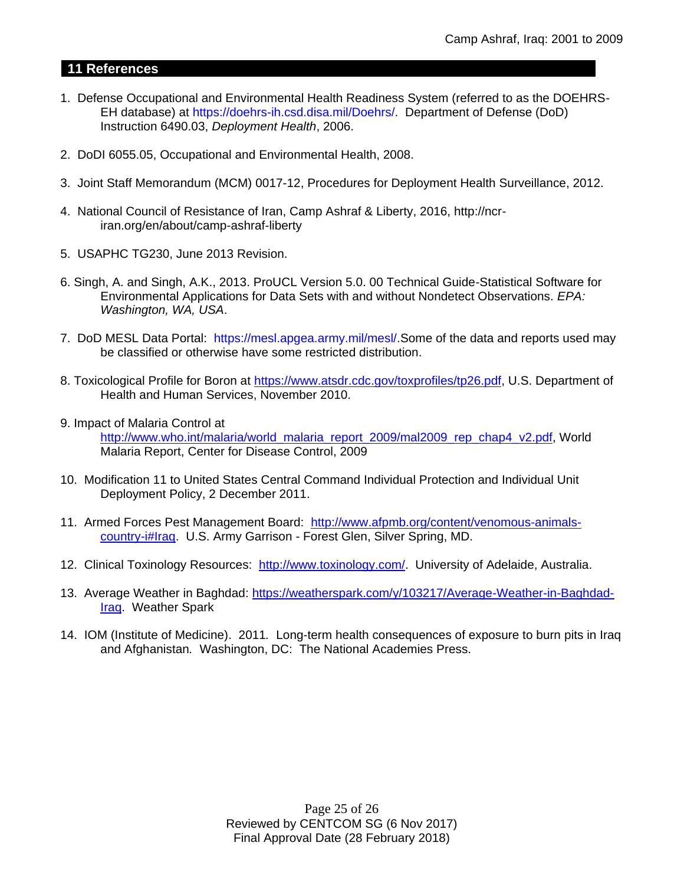## 11 References

1. Defense Occupational and Environmental Health Readiness System (referred to as the DOEHRS-EH database) at https://doehrs-ih.csd.disa.mil/Doehrs/. Department of Defense (DoD) Instruction 6490.03, *Deployment Health*, 2006.

2. DoDI 6055.05, Occupational and Environmental Health, 2008.

3. Joint Staff Memorandum (MCM) 0017-12, Procedures for Deployment Health Surveillance, 2012.

4. National Council of Resistance of Iran, Camp Ashraf & Liberty, 2016, http://ncr-iran.org/en/about/camp-ashraf-liberty

5. USAPHC TG230, June 2013 Revision.

6. Singh, A. and Singh, A.K., 2013. ProUCL Version 5.0. 00 Technical Guide-Statistical Software for Environmental Applications for Data Sets with and without Nondetect Observations. *EPA: Washington, WA, USA*.

7. DoD MESL Data Portal: https://mesl.apgea.army.mil/mesl/.Some of the data and reports used may be classified or otherwise have some restricted distribution.

8. Toxicological Profile for Boron at https://www.atsdr.cdc.gov/toxprofiles/tp26.pdf, U.S. Department of Health and Human Services, November 2010.

9. Impact of Malaria Control at http://www.who.int/malaria/world_malaria_report_2009/mal2009_rep_chap4_v2.pdf, World Malaria Report, Center for Disease Control, 2009

10. Modification 11 to United States Central Command Individual Protection and Individual Unit Deployment Policy, 2 December 2011.

11. Armed Forces Pest Management Board: http://www.afpmb.org/content/venomous-animals-country-i#Iraq. U.S. Army Garrison - Forest Glen, Silver Spring, MD.

12. Clinical Toxinology Resources: http://www.toxinology.com/. University of Adelaide, Australia.

13. Average Weather in Baghdad: https://weatherspark.com/y/103217/Average-Weather-in-Baghdad-Iraq. Weather Spark

14. IOM (Institute of Medicine). 2011. Long-term health consequences of exposure to burn pits in Iraq and Afghanistan. Washington, DC: The National Academies Press.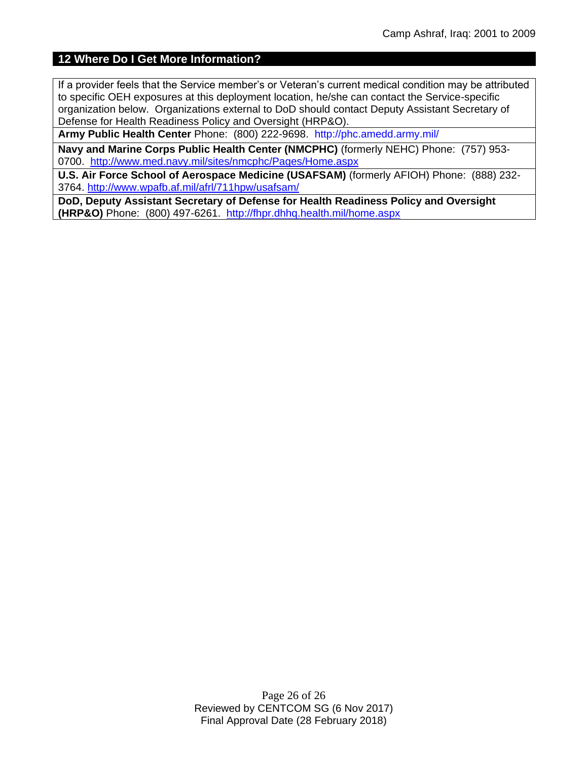## 12 Where Do I Get More Information?

| |
|---|
| If a provider feels that the Service member's or Veteran's current medical condition may be attributed to specific OEH exposures at this deployment location, he/she can contact the Service-specific organization below. Organizations external to DoD should contact Deputy Assistant Secretary of Defense for Health Readiness Policy and Oversight (HRP&O). |
| **Army Public Health Center** Phone: (800) 222-9698. http://phc.amedd.army.mil/ |
| **Navy and Marine Corps Public Health Center (NMCPHC)** (formerly NEHC) Phone: (757) 953-0700. http://www.med.navy.mil/sites/nmcphc/Pages/Home.aspx |
| **U.S. Air Force School of Aerospace Medicine (USAFSAM)** (formerly AFIOH) Phone: (888) 232-3764. http://www.wpafb.af.mil/afrl/711hpw/usafsam/ |
| **DoD, Deputy Assistant Secretary of Defense for Health Readiness Policy and Oversight (HRP&O)** Phone: (800) 497-6261. http://fhpr.dhhq.health.mil/home.aspx |

Reviewed by CENTCOM SG (6 Nov 2017)
Final Approval Date (28 February 2018)